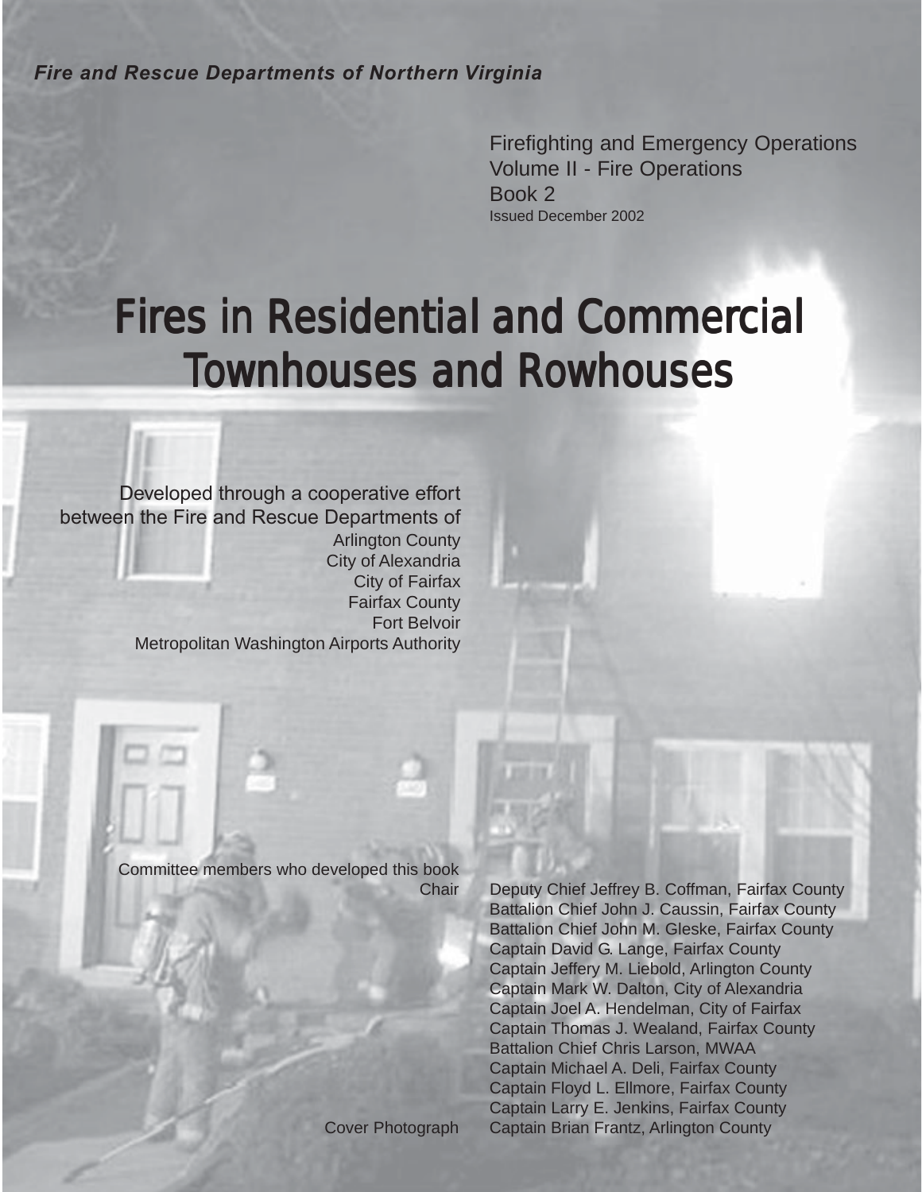***Fire and Rescue Departments of Northern Virginia***

Firefighting and Emergency Operations
Volume II - Fire Operations
Book 2
Issued December 2002

# Fires in Residential and Commercial Townhouses and Rowhouses

Developed through a cooperative effort between the Fire and Rescue Departments of
Arlington County
City of Alexandria
City of Fairfax
Fairfax County
Fort Belvoir
Metropolitan Washington Airports Authority

Committee members who developed this book

Chair: Deputy Chief Jeffrey B. Coffman, Fairfax County
Battalion Chief John J. Caussin, Fairfax County
Battalion Chief John M. Gleske, Fairfax County
Captain David G. Lange, Fairfax County
Captain Jeffery M. Liebold, Arlington County
Captain Mark W. Dalton, City of Alexandria
Captain Joel A. Hendelman, City of Fairfax
Captain Thomas J. Wealand, Fairfax County
Battalion Chief Chris Larson, MWAA
Captain Michael A. Deli, Fairfax County
Captain Floyd L. Ellmore, Fairfax County
Captain Larry E. Jenkins, Fairfax County

Cover Photograph: Captain Brian Frantz, Arlington County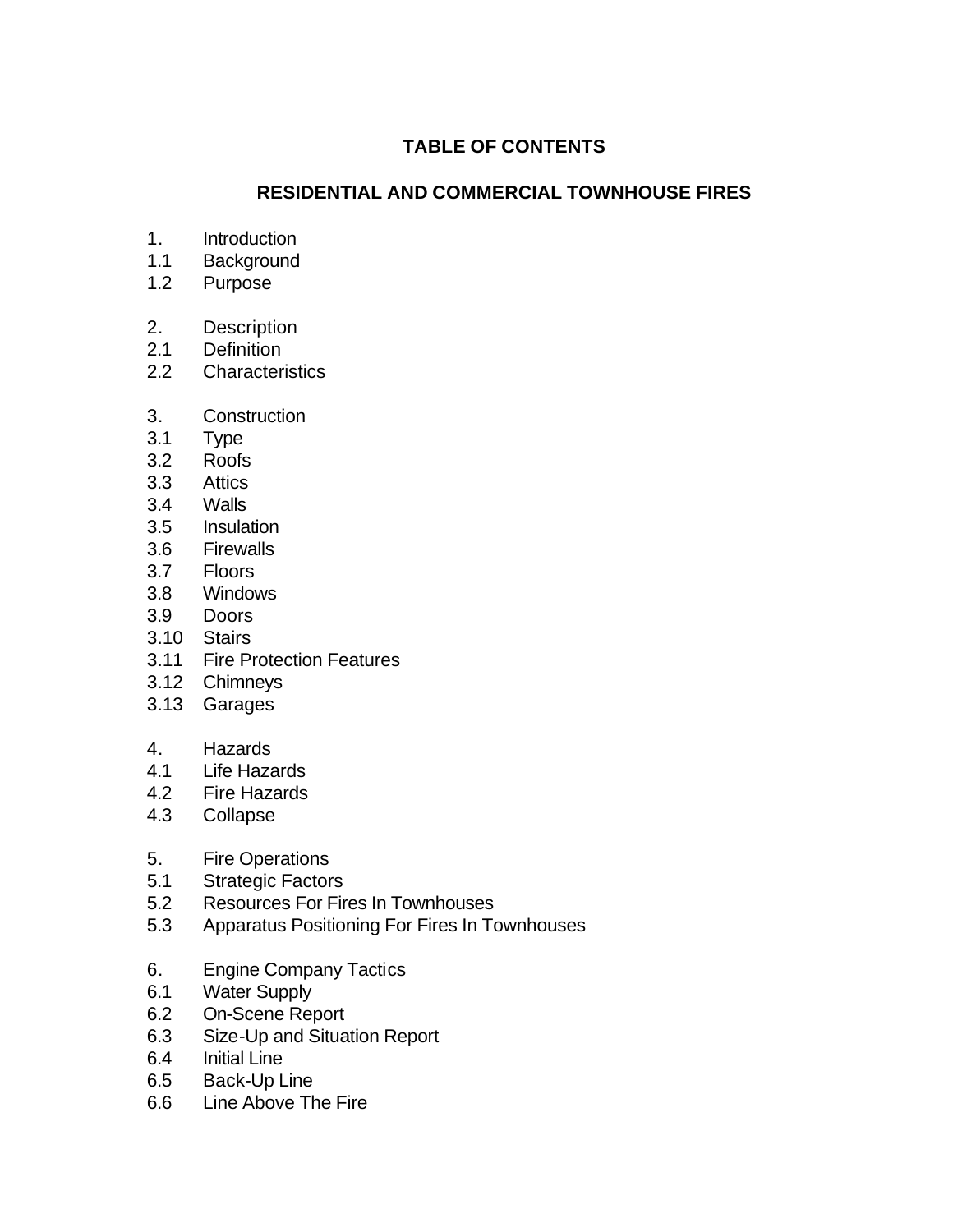# TABLE OF CONTENTS

## RESIDENTIAL AND COMMERCIAL TOWNHOUSE FIRES

1. Introduction
1.1 Background
1.2 Purpose

2. Description
2.1 Definition
2.2 Characteristics

3. Construction
3.1 Type
3.2 Roofs
3.3 Attics
3.4 Walls
3.5 Insulation
3.6 Firewalls
3.7 Floors
3.8 Windows
3.9 Doors
3.10 Stairs
3.11 Fire Protection Features
3.12 Chimneys
3.13 Garages

4. Hazards
4.1 Life Hazards
4.2 Fire Hazards
4.3 Collapse

5. Fire Operations
5.1 Strategic Factors
5.2 Resources For Fires In Townhouses
5.3 Apparatus Positioning For Fires In Townhouses

6. Engine Company Tactics
6.1 Water Supply
6.2 On-Scene Report
6.3 Size-Up and Situation Report
6.4 Initial Line
6.5 Back-Up Line
6.6 Line Above The Fire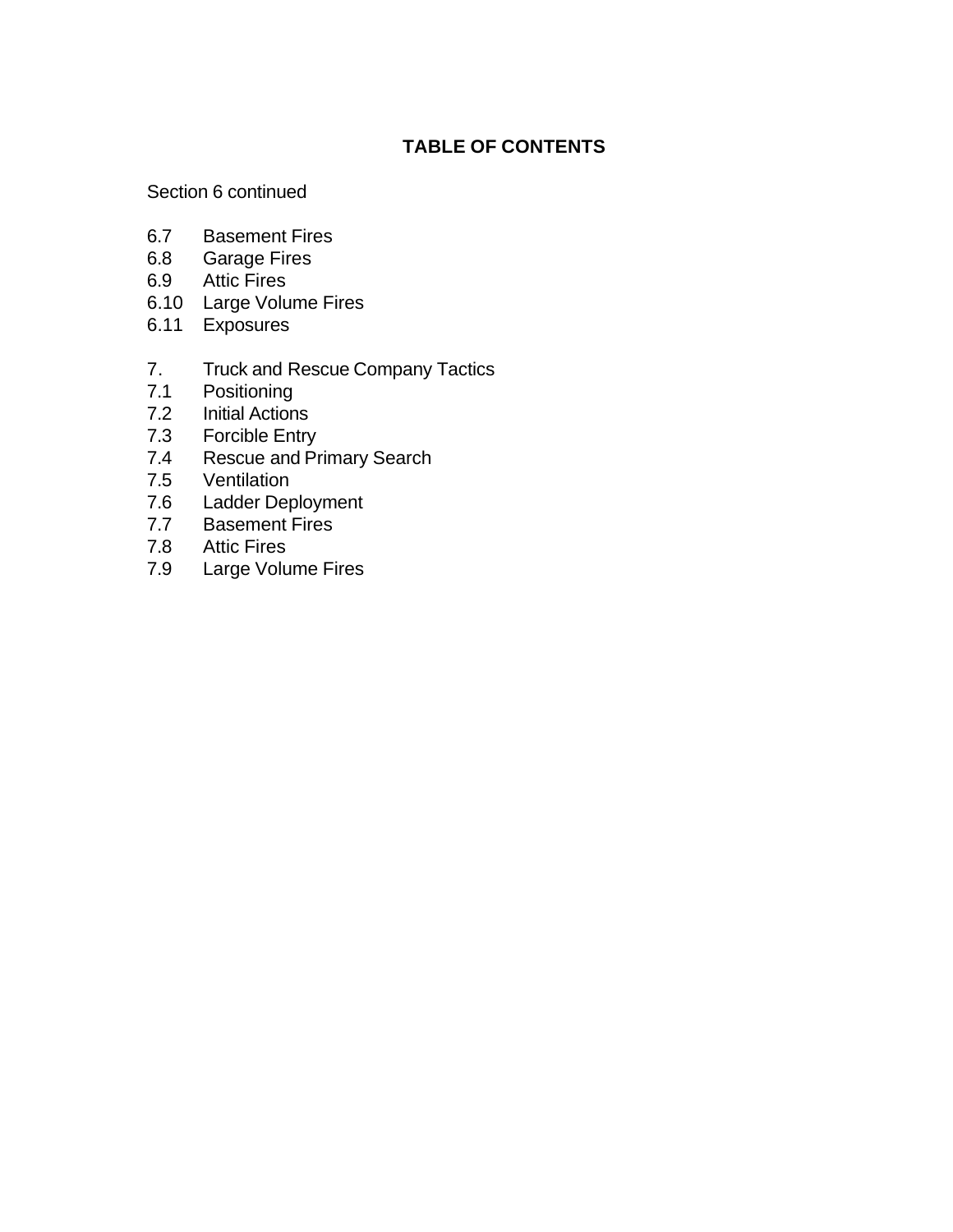## TABLE OF CONTENTS

Section 6 continued

6.7 Basement Fires
6.8 Garage Fires
6.9 Attic Fires
6.10 Large Volume Fires
6.11 Exposures

7. Truck and Rescue Company Tactics
7.1 Positioning
7.2 Initial Actions
7.3 Forcible Entry
7.4 Rescue and Primary Search
7.5 Ventilation
7.6 Ladder Deployment
7.7 Basement Fires
7.8 Attic Fires
7.9 Large Volume Fires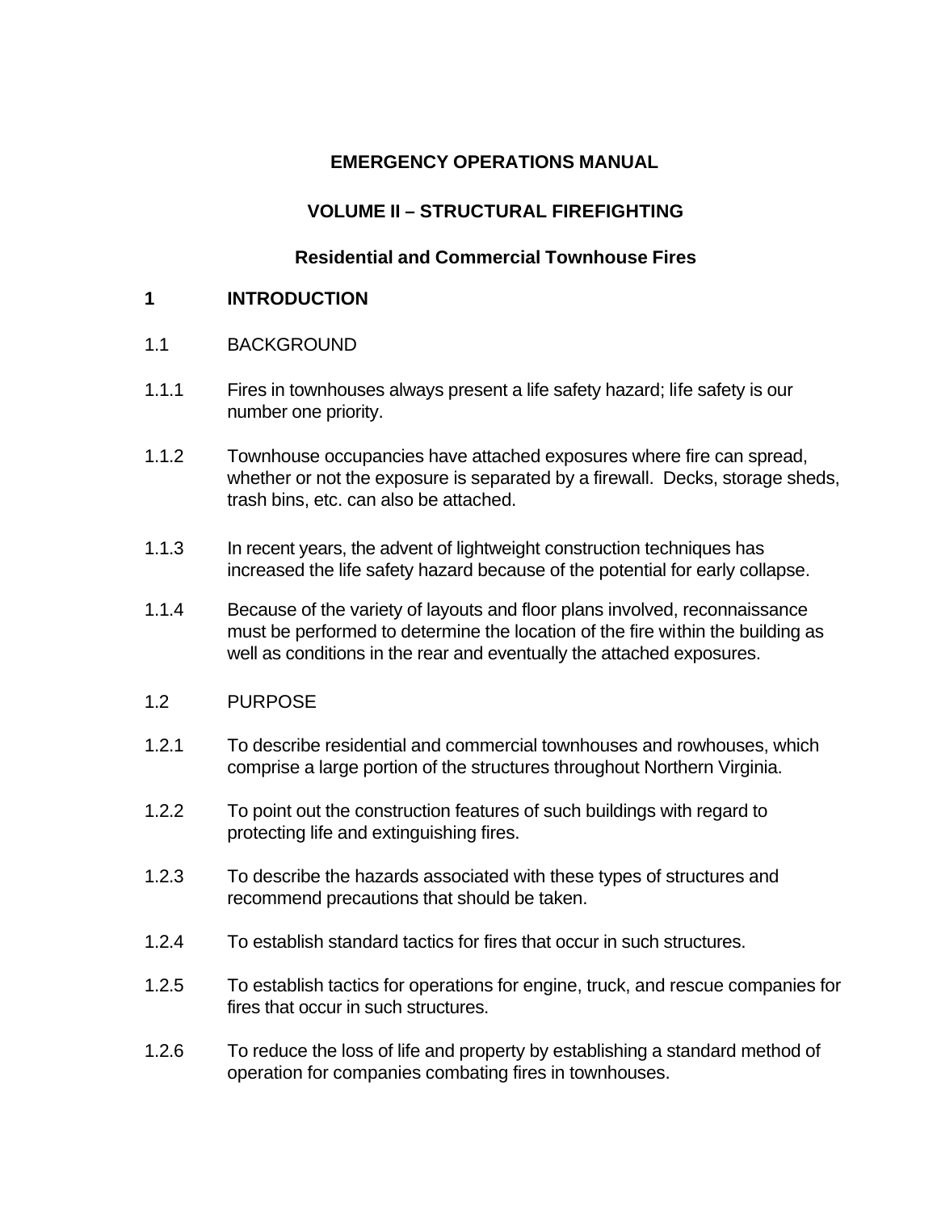**EMERGENCY OPERATIONS MANUAL**

**VOLUME II – STRUCTURAL FIREFIGHTING**

**Residential and Commercial Townhouse Fires**

# 1 INTRODUCTION

## 1.1 BACKGROUND

1.1.1 Fires in townhouses always present a life safety hazard; life safety is our number one priority.

1.1.2 Townhouse occupancies have attached exposures where fire can spread, whether or not the exposure is separated by a firewall. Decks, storage sheds, trash bins, etc. can also be attached.

1.1.3 In recent years, the advent of lightweight construction techniques has increased the life safety hazard because of the potential for early collapse.

1.1.4 Because of the variety of layouts and floor plans involved, reconnaissance must be performed to determine the location of the fire within the building as well as conditions in the rear and eventually the attached exposures.

## 1.2 PURPOSE

1.2.1 To describe residential and commercial townhouses and rowhouses, which comprise a large portion of the structures throughout Northern Virginia.

1.2.2 To point out the construction features of such buildings with regard to protecting life and extinguishing fires.

1.2.3 To describe the hazards associated with these types of structures and recommend precautions that should be taken.

1.2.4 To establish standard tactics for fires that occur in such structures.

1.2.5 To establish tactics for operations for engine, truck, and rescue companies for fires that occur in such structures.

1.2.6 To reduce the loss of life and property by establishing a standard method of operation for companies combating fires in townhouses.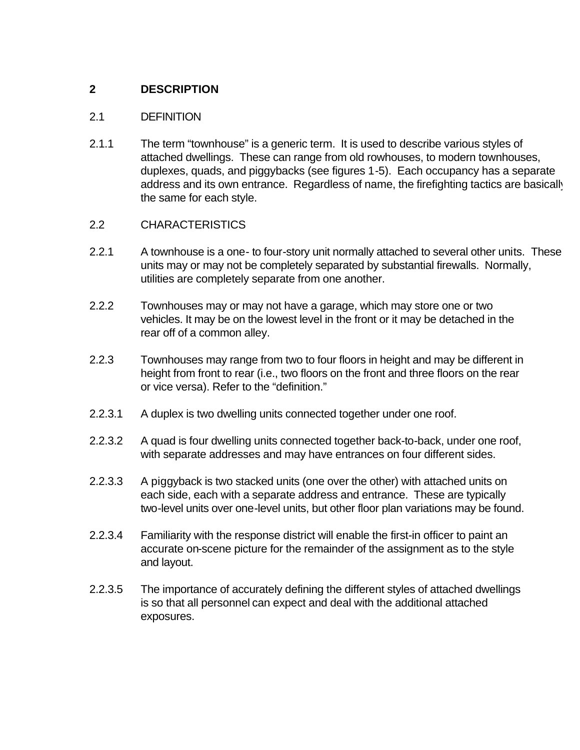# 2 DESCRIPTION

## 2.1 DEFINITION

2.1.1 The term “townhouse” is a generic term. It is used to describe various styles of attached dwellings. These can range from old rowhouses, to modern townhouses, duplexes, quads, and piggybacks (see figures 1-5). Each occupancy has a separate address and its own entrance. Regardless of name, the firefighting tactics are basically the same for each style.

## 2.2 CHARACTERISTICS

2.2.1 A townhouse is a one- to four-story unit normally attached to several other units. These units may or may not be completely separated by substantial firewalls. Normally, utilities are completely separate from one another.

2.2.2 Townhouses may or may not have a garage, which may store one or two vehicles. It may be on the lowest level in the front or it may be detached in the rear off of a common alley.

2.2.3 Townhouses may range from two to four floors in height and may be different in height from front to rear (i.e., two floors on the front and three floors on the rear or vice versa). Refer to the “definition.”

2.2.3.1 A duplex is two dwelling units connected together under one roof.

2.2.3.2 A quad is four dwelling units connected together back-to-back, under one roof, with separate addresses and may have entrances on four different sides.

2.2.3.3 A piggyback is two stacked units (one over the other) with attached units on each side, each with a separate address and entrance. These are typically two-level units over one-level units, but other floor plan variations may be found.

2.2.3.4 Familiarity with the response district will enable the first-in officer to paint an accurate on-scene picture for the remainder of the assignment as to the style and layout.

2.2.3.5 The importance of accurately defining the different styles of attached dwellings is so that all personnel can expect and deal with the additional attached exposures.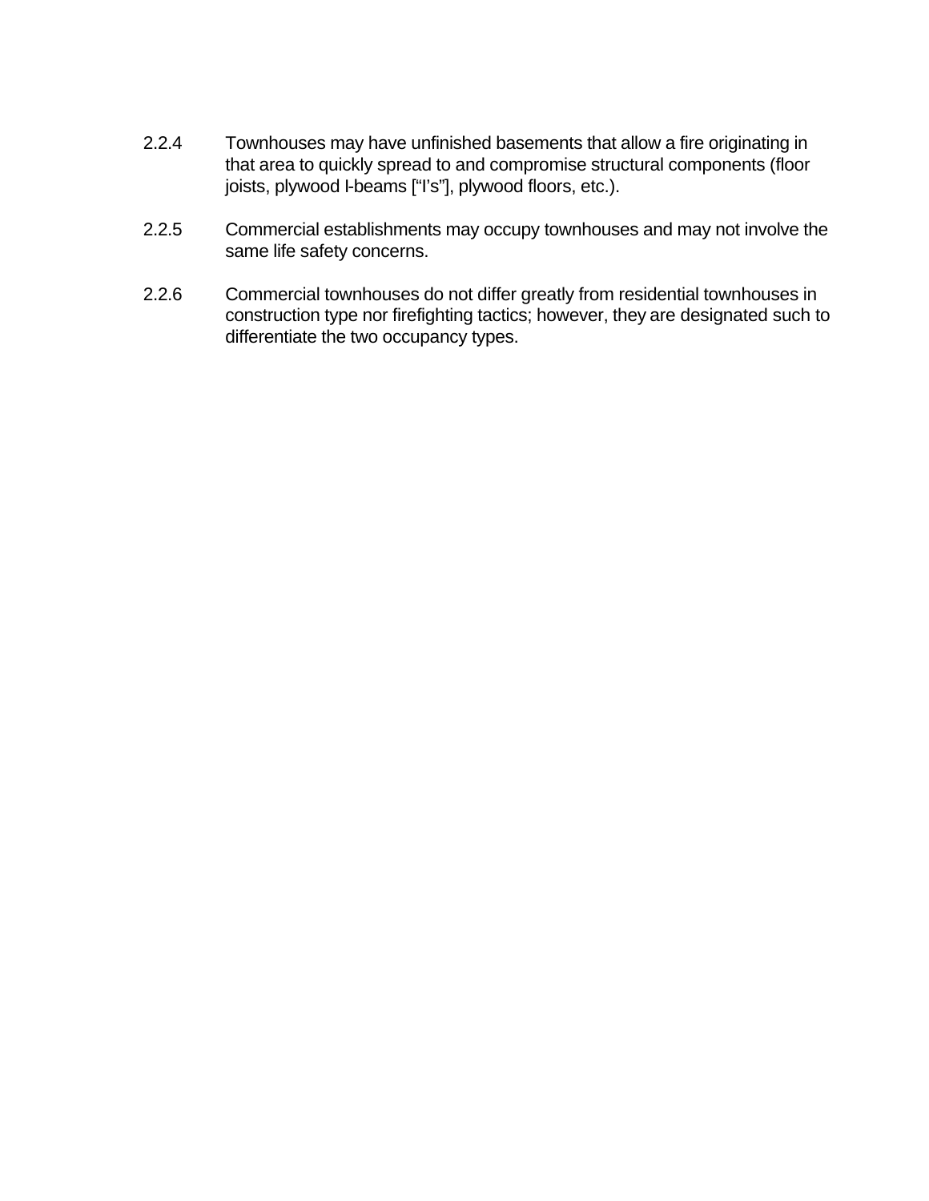2.2.4 Townhouses may have unfinished basements that allow a fire originating in that area to quickly spread to and compromise structural components (floor joists, plywood I-beams [“I’s”], plywood floors, etc.).

2.2.5 Commercial establishments may occupy townhouses and may not involve the same life safety concerns.

2.2.6 Commercial townhouses do not differ greatly from residential townhouses in construction type nor firefighting tactics; however, they are designated such to differentiate the two occupancy types.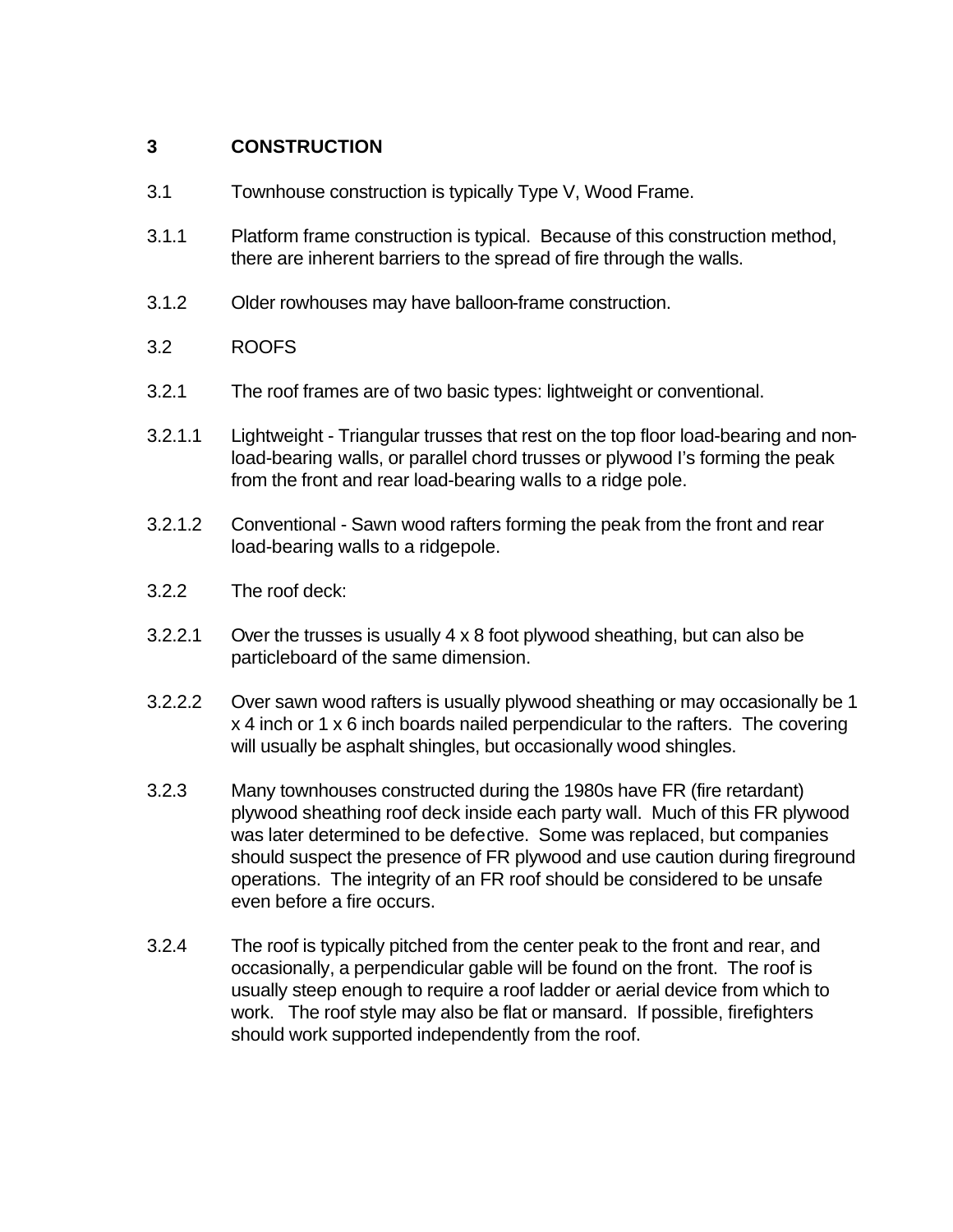## 3 CONSTRUCTION

3.1 Townhouse construction is typically Type V, Wood Frame.

3.1.1 Platform frame construction is typical. Because of this construction method, there are inherent barriers to the spread of fire through the walls.

3.1.2 Older rowhouses may have balloon-frame construction.

3.2 ROOFS

3.2.1 The roof frames are of two basic types: lightweight or conventional.

3.2.1.1 Lightweight - Triangular trusses that rest on the top floor load-bearing and non-load-bearing walls, or parallel chord trusses or plywood I's forming the peak from the front and rear load-bearing walls to a ridge pole.

3.2.1.2 Conventional - Sawn wood rafters forming the peak from the front and rear load-bearing walls to a ridgepole.

3.2.2 The roof deck:

3.2.2.1 Over the trusses is usually 4 x 8 foot plywood sheathing, but can also be particleboard of the same dimension.

3.2.2.2 Over sawn wood rafters is usually plywood sheathing or may occasionally be 1 x 4 inch or 1 x 6 inch boards nailed perpendicular to the rafters. The covering will usually be asphalt shingles, but occasionally wood shingles.

3.2.3 Many townhouses constructed during the 1980s have FR (fire retardant) plywood sheathing roof deck inside each party wall. Much of this FR plywood was later determined to be defective. Some was replaced, but companies should suspect the presence of FR plywood and use caution during fireground operations. The integrity of an FR roof should be considered to be unsafe even before a fire occurs.

3.2.4 The roof is typically pitched from the center peak to the front and rear, and occasionally, a perpendicular gable will be found on the front. The roof is usually steep enough to require a roof ladder or aerial device from which to work. The roof style may also be flat or mansard. If possible, firefighters should work supported independently from the roof.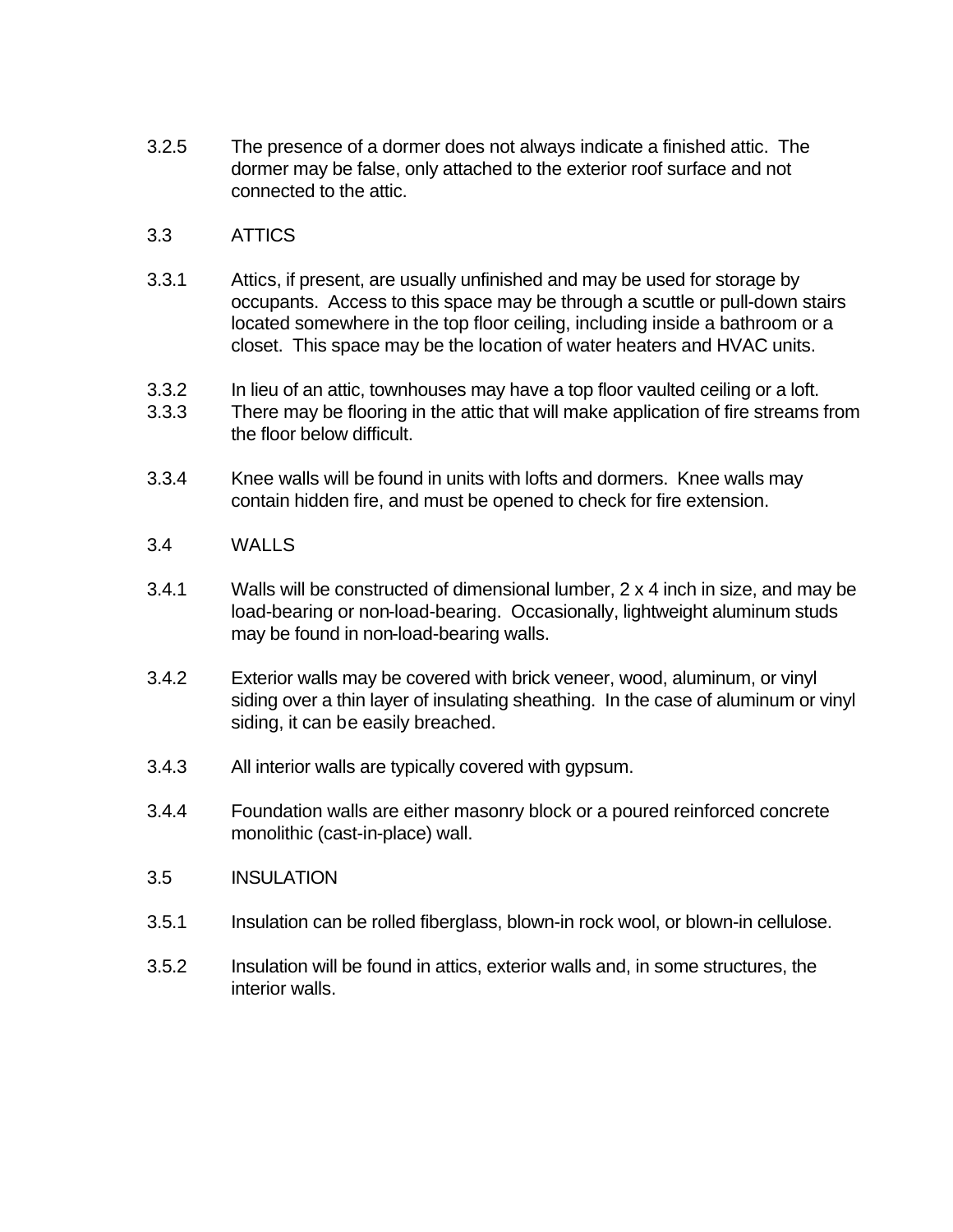3.2.5 The presence of a dormer does not always indicate a finished attic. The dormer may be false, only attached to the exterior roof surface and not connected to the attic.

## 3.3 ATTICS

3.3.1 Attics, if present, are usually unfinished and may be used for storage by occupants. Access to this space may be through a scuttle or pull-down stairs located somewhere in the top floor ceiling, including inside a bathroom or a closet. This space may be the location of water heaters and HVAC units.

3.3.2 In lieu of an attic, townhouses may have a top floor vaulted ceiling or a loft.

3.3.3 There may be flooring in the attic that will make application of fire streams from the floor below difficult.

3.3.4 Knee walls will be found in units with lofts and dormers. Knee walls may contain hidden fire, and must be opened to check for fire extension.

## 3.4 WALLS

3.4.1 Walls will be constructed of dimensional lumber, 2 x 4 inch in size, and may be load-bearing or non-load-bearing. Occasionally, lightweight aluminum studs may be found in non-load-bearing walls.

3.4.2 Exterior walls may be covered with brick veneer, wood, aluminum, or vinyl siding over a thin layer of insulating sheathing. In the case of aluminum or vinyl siding, it can be easily breached.

3.4.3 All interior walls are typically covered with gypsum.

3.4.4 Foundation walls are either masonry block or a poured reinforced concrete monolithic (cast-in-place) wall.

## 3.5 INSULATION

3.5.1 Insulation can be rolled fiberglass, blown-in rock wool, or blown-in cellulose.

3.5.2 Insulation will be found in attics, exterior walls and, in some structures, the interior walls.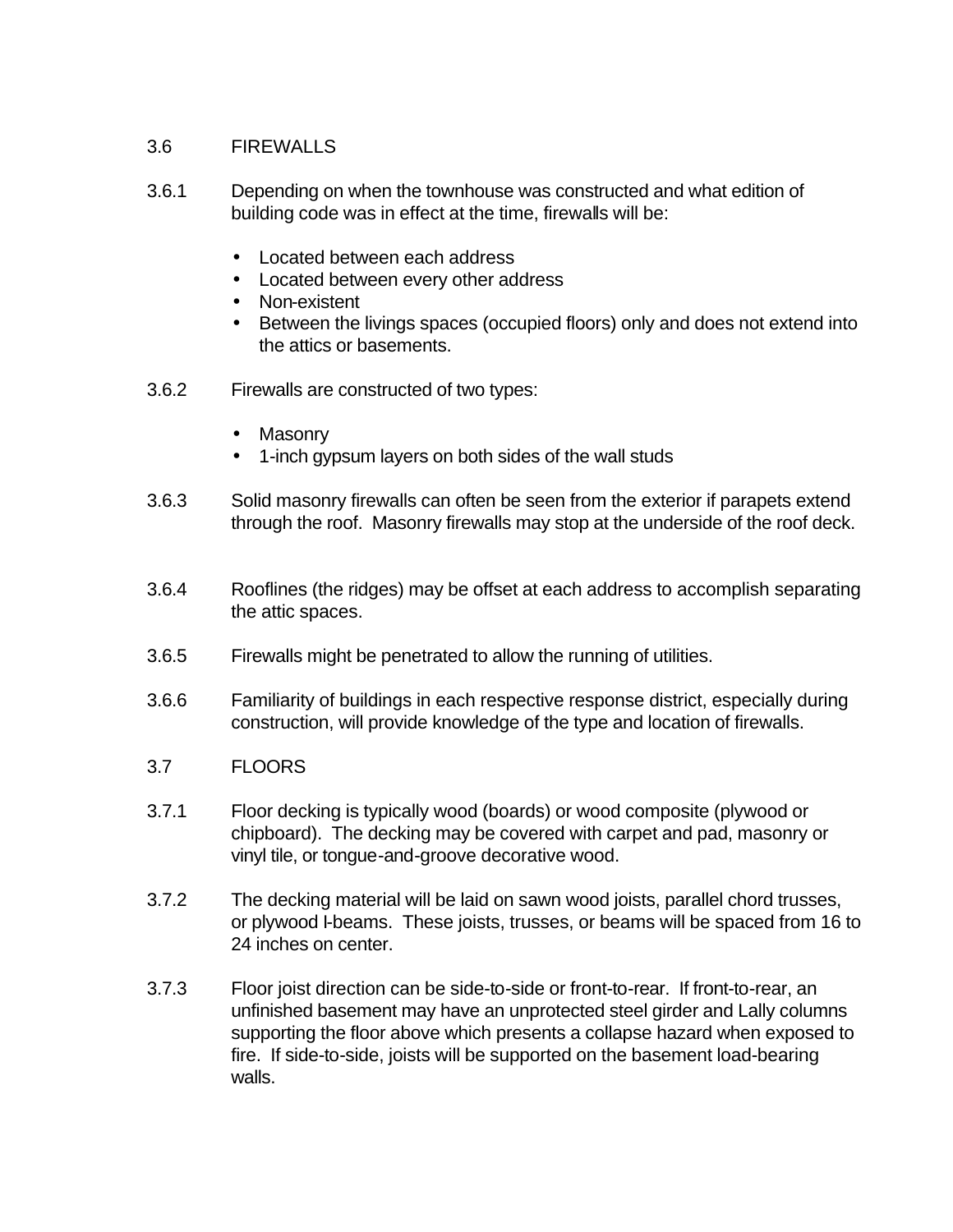## 3.6 FIREWALLS

3.6.1 Depending on when the townhouse was constructed and what edition of building code was in effect at the time, firewalls will be:

- Located between each address
- Located between every other address
- Non-existent
- Between the livings spaces (occupied floors) only and does not extend into the attics or basements.

3.6.2 Firewalls are constructed of two types:

- Masonry
- 1-inch gypsum layers on both sides of the wall studs

3.6.3 Solid masonry firewalls can often be seen from the exterior if parapets extend through the roof. Masonry firewalls may stop at the underside of the roof deck.

3.6.4 Rooflines (the ridges) may be offset at each address to accomplish separating the attic spaces.

3.6.5 Firewalls might be penetrated to allow the running of utilities.

3.6.6 Familiarity of buildings in each respective response district, especially during construction, will provide knowledge of the type and location of firewalls.

## 3.7 FLOORS

3.7.1 Floor decking is typically wood (boards) or wood composite (plywood or chipboard). The decking may be covered with carpet and pad, masonry or vinyl tile, or tongue-and-groove decorative wood.

3.7.2 The decking material will be laid on sawn wood joists, parallel chord trusses, or plywood I-beams. These joists, trusses, or beams will be spaced from 16 to 24 inches on center.

3.7.3 Floor joist direction can be side-to-side or front-to-rear. If front-to-rear, an unfinished basement may have an unprotected steel girder and Lally columns supporting the floor above which presents a collapse hazard when exposed to fire. If side-to-side, joists will be supported on the basement load-bearing walls.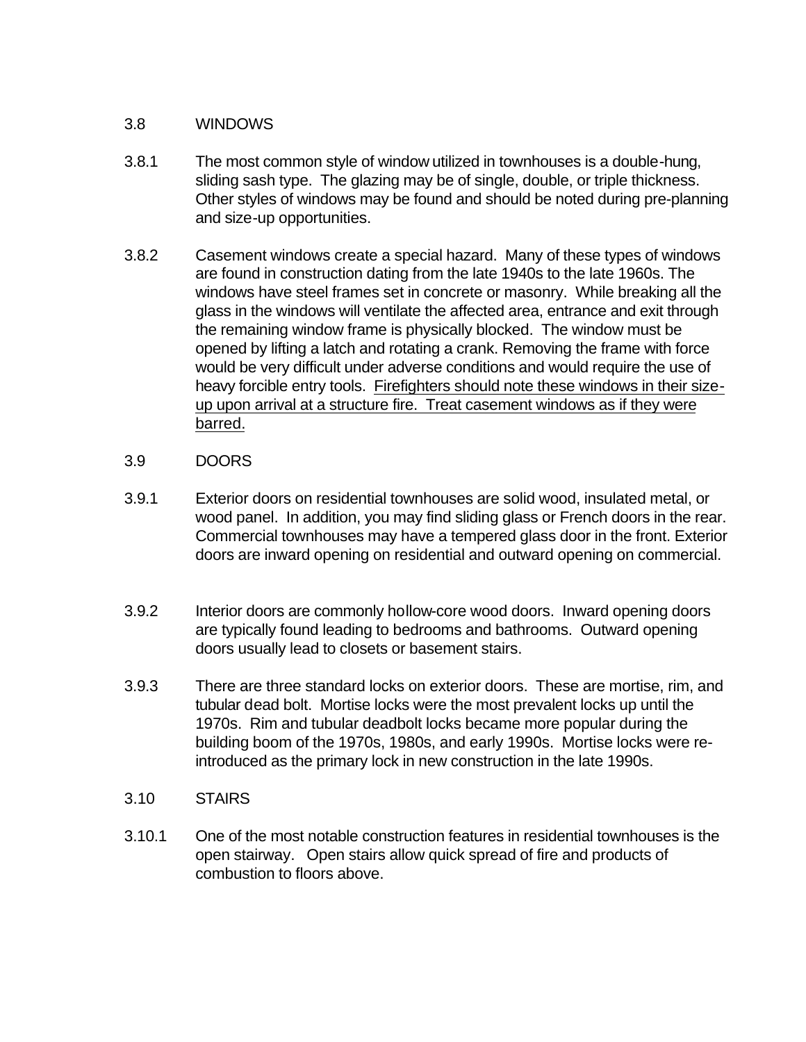## 3.8 WINDOWS

3.8.1 The most common style of window utilized in townhouses is a double-hung, sliding sash type. The glazing may be of single, double, or triple thickness. Other styles of windows may be found and should be noted during pre-planning and size-up opportunities.

3.8.2 Casement windows create a special hazard. Many of these types of windows are found in construction dating from the late 1940s to the late 1960s. The windows have steel frames set in concrete or masonry. While breaking all the glass in the windows will ventilate the affected area, entrance and exit through the remaining window frame is physically blocked. The window must be opened by lifting a latch and rotating a crank. Removing the frame with force would be very difficult under adverse conditions and would require the use of heavy forcible entry tools. <u>Firefighters should note these windows in their size-up upon arrival at a structure fire. Treat casement windows as if they were barred.</u>

## 3.9 DOORS

3.9.1 Exterior doors on residential townhouses are solid wood, insulated metal, or wood panel. In addition, you may find sliding glass or French doors in the rear. Commercial townhouses may have a tempered glass door in the front. Exterior doors are inward opening on residential and outward opening on commercial.

3.9.2 Interior doors are commonly hollow-core wood doors. Inward opening doors are typically found leading to bedrooms and bathrooms. Outward opening doors usually lead to closets or basement stairs.

3.9.3 There are three standard locks on exterior doors. These are mortise, rim, and tubular dead bolt. Mortise locks were the most prevalent locks up until the 1970s. Rim and tubular deadbolt locks became more popular during the building boom of the 1970s, 1980s, and early 1990s. Mortise locks were re-introduced as the primary lock in new construction in the late 1990s.

## 3.10 STAIRS

3.10.1 One of the most notable construction features in residential townhouses is the open stairway. Open stairs allow quick spread of fire and products of combustion to floors above.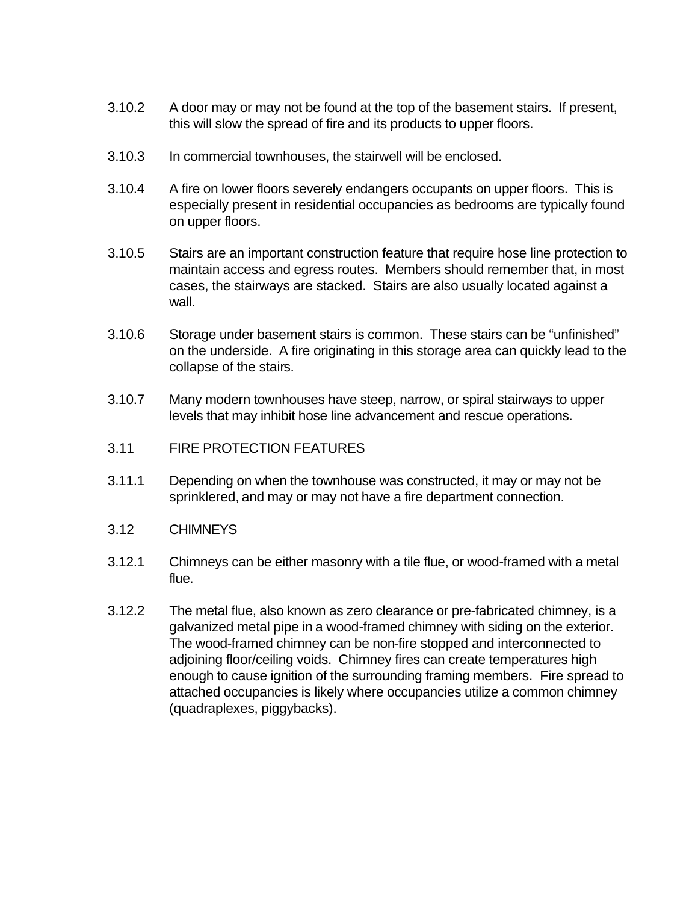3.10.2 A door may or may not be found at the top of the basement stairs. If present, this will slow the spread of fire and its products to upper floors.

3.10.3 In commercial townhouses, the stairwell will be enclosed.

3.10.4 A fire on lower floors severely endangers occupants on upper floors. This is especially present in residential occupancies as bedrooms are typically found on upper floors.

3.10.5 Stairs are an important construction feature that require hose line protection to maintain access and egress routes. Members should remember that, in most cases, the stairways are stacked. Stairs are also usually located against a wall.

3.10.6 Storage under basement stairs is common. These stairs can be "unfinished" on the underside. A fire originating in this storage area can quickly lead to the collapse of the stairs.

3.10.7 Many modern townhouses have steep, narrow, or spiral stairways to upper levels that may inhibit hose line advancement and rescue operations.

## 3.11 FIRE PROTECTION FEATURES

3.11.1 Depending on when the townhouse was constructed, it may or may not be sprinklered, and may or may not have a fire department connection.

## 3.12 CHIMNEYS

3.12.1 Chimneys can be either masonry with a tile flue, or wood-framed with a metal flue.

3.12.2 The metal flue, also known as zero clearance or pre-fabricated chimney, is a galvanized metal pipe in a wood-framed chimney with siding on the exterior. The wood-framed chimney can be non-fire stopped and interconnected to adjoining floor/ceiling voids. Chimney fires can create temperatures high enough to cause ignition of the surrounding framing members. Fire spread to attached occupancies is likely where occupancies utilize a common chimney (quadraplexes, piggybacks).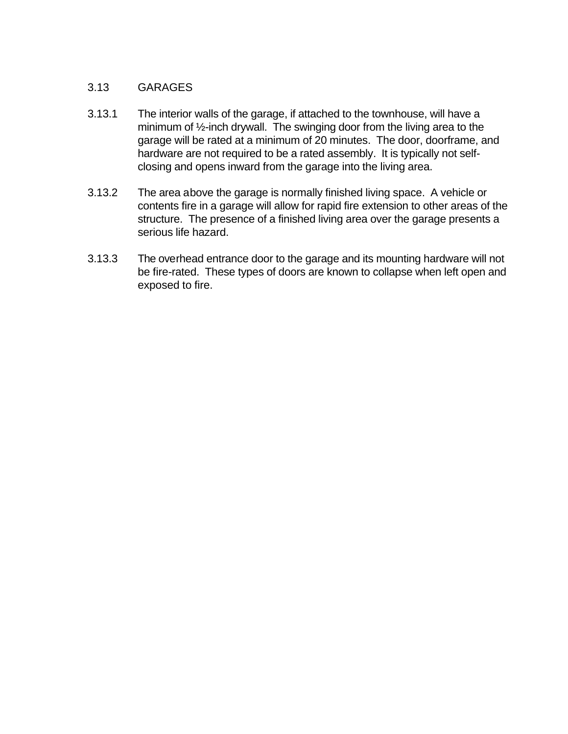## 3.13 GARAGES

3.13.1 The interior walls of the garage, if attached to the townhouse, will have a minimum of ½-inch drywall. The swinging door from the living area to the garage will be rated at a minimum of 20 minutes. The door, doorframe, and hardware are not required to be a rated assembly. It is typically not self-closing and opens inward from the garage into the living area.

3.13.2 The area above the garage is normally finished living space. A vehicle or contents fire in a garage will allow for rapid fire extension to other areas of the structure. The presence of a finished living area over the garage presents a serious life hazard.

3.13.3 The overhead entrance door to the garage and its mounting hardware will not be fire-rated. These types of doors are known to collapse when left open and exposed to fire.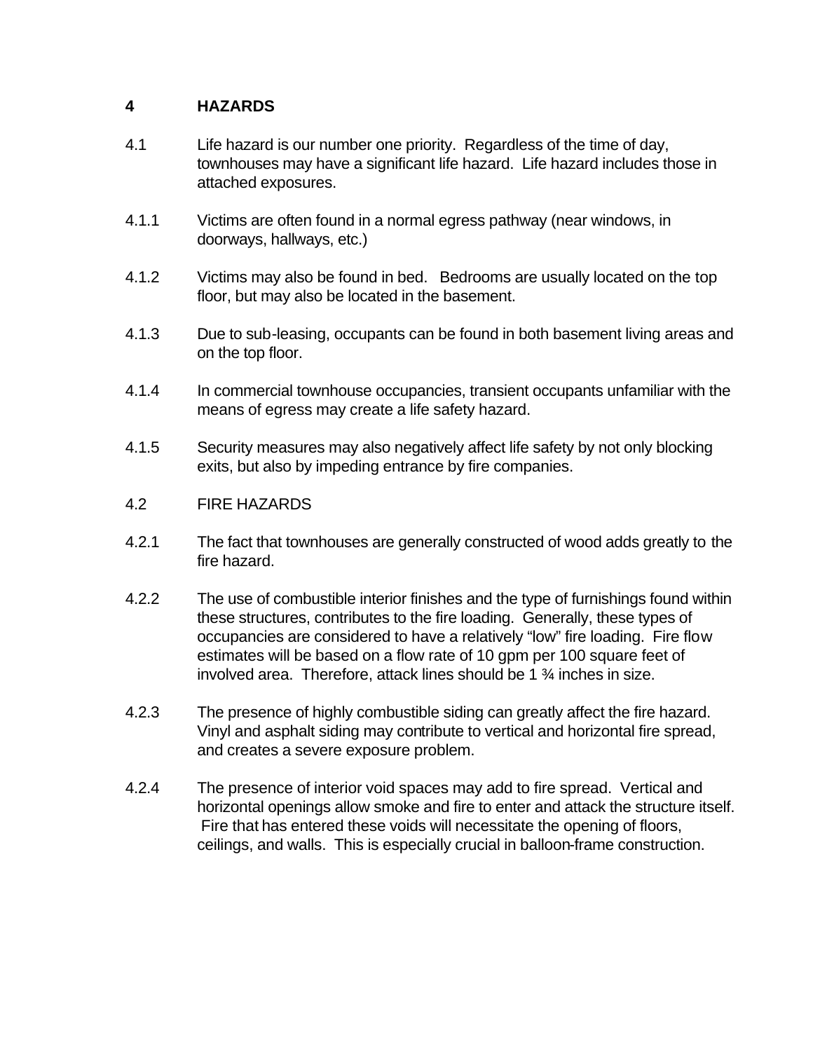# 4 HAZARDS

4.1 Life hazard is our number one priority. Regardless of the time of day, townhouses may have a significant life hazard. Life hazard includes those in attached exposures.

4.1.1 Victims are often found in a normal egress pathway (near windows, in doorways, hallways, etc.)

4.1.2 Victims may also be found in bed. Bedrooms are usually located on the top floor, but may also be located in the basement.

4.1.3 Due to sub-leasing, occupants can be found in both basement living areas and on the top floor.

4.1.4 In commercial townhouse occupancies, transient occupants unfamiliar with the means of egress may create a life safety hazard.

4.1.5 Security measures may also negatively affect life safety by not only blocking exits, but also by impeding entrance by fire companies.

4.2 FIRE HAZARDS

4.2.1 The fact that townhouses are generally constructed of wood adds greatly to the fire hazard.

4.2.2 The use of combustible interior finishes and the type of furnishings found within these structures, contributes to the fire loading. Generally, these types of occupancies are considered to have a relatively "low" fire loading. Fire flow estimates will be based on a flow rate of 10 gpm per 100 square feet of involved area. Therefore, attack lines should be 1 ¾ inches in size.

4.2.3 The presence of highly combustible siding can greatly affect the fire hazard. Vinyl and asphalt siding may contribute to vertical and horizontal fire spread, and creates a severe exposure problem.

4.2.4 The presence of interior void spaces may add to fire spread. Vertical and horizontal openings allow smoke and fire to enter and attack the structure itself. Fire that has entered these voids will necessitate the opening of floors, ceilings, and walls. This is especially crucial in balloon-frame construction.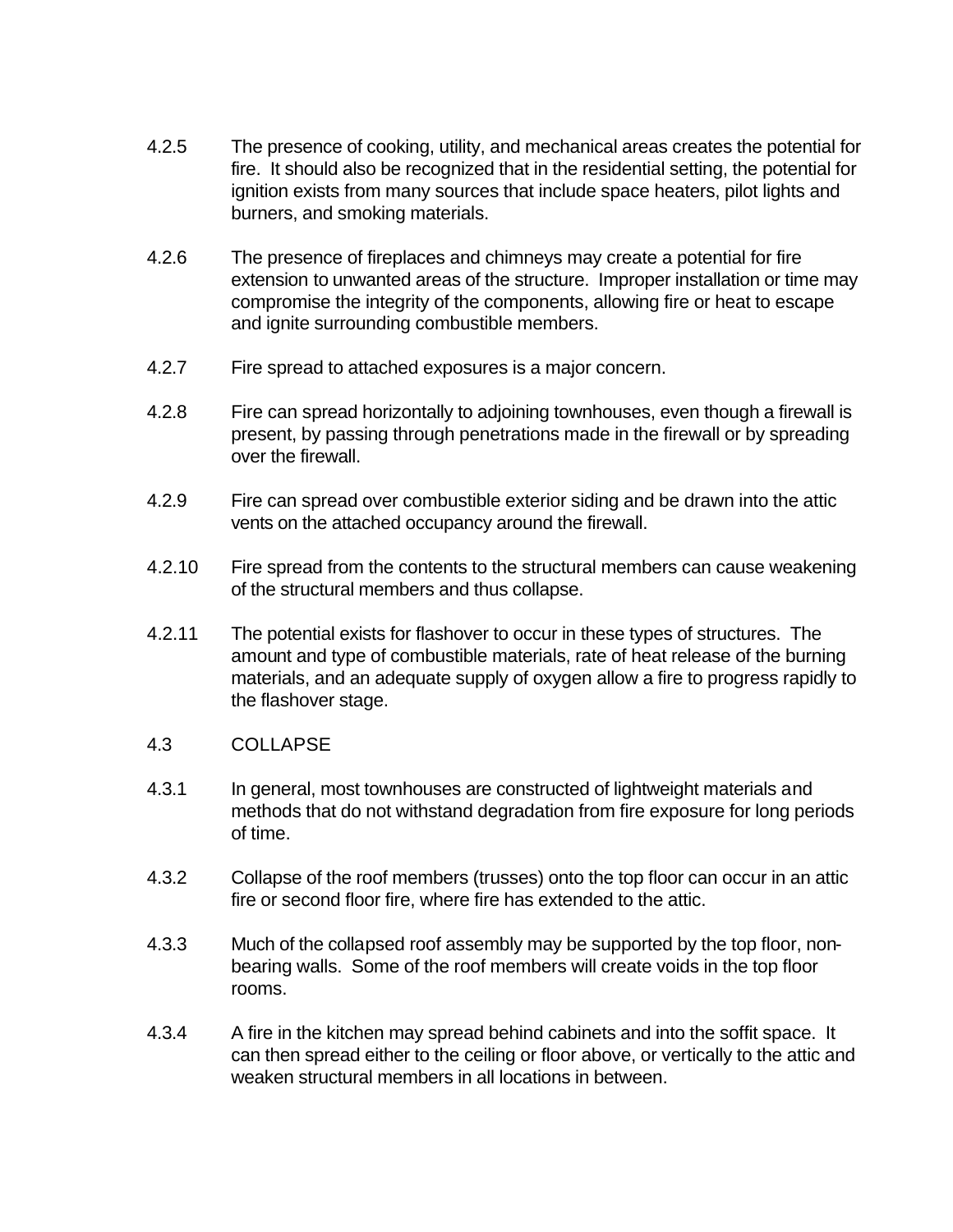4.2.5 The presence of cooking, utility, and mechanical areas creates the potential for fire. It should also be recognized that in the residential setting, the potential for ignition exists from many sources that include space heaters, pilot lights and burners, and smoking materials.

4.2.6 The presence of fireplaces and chimneys may create a potential for fire extension to unwanted areas of the structure. Improper installation or time may compromise the integrity of the components, allowing fire or heat to escape and ignite surrounding combustible members.

4.2.7 Fire spread to attached exposures is a major concern.

4.2.8 Fire can spread horizontally to adjoining townhouses, even though a firewall is present, by passing through penetrations made in the firewall or by spreading over the firewall.

4.2.9 Fire can spread over combustible exterior siding and be drawn into the attic vents on the attached occupancy around the firewall.

4.2.10 Fire spread from the contents to the structural members can cause weakening of the structural members and thus collapse.

4.2.11 The potential exists for flashover to occur in these types of structures. The amount and type of combustible materials, rate of heat release of the burning materials, and an adequate supply of oxygen allow a fire to progress rapidly to the flashover stage.

## 4.3 COLLAPSE

4.3.1 In general, most townhouses are constructed of lightweight materials and methods that do not withstand degradation from fire exposure for long periods of time.

4.3.2 Collapse of the roof members (trusses) onto the top floor can occur in an attic fire or second floor fire, where fire has extended to the attic.

4.3.3 Much of the collapsed roof assembly may be supported by the top floor, non-bearing walls. Some of the roof members will create voids in the top floor rooms.

4.3.4 A fire in the kitchen may spread behind cabinets and into the soffit space. It can then spread either to the ceiling or floor above, or vertically to the attic and weaken structural members in all locations in between.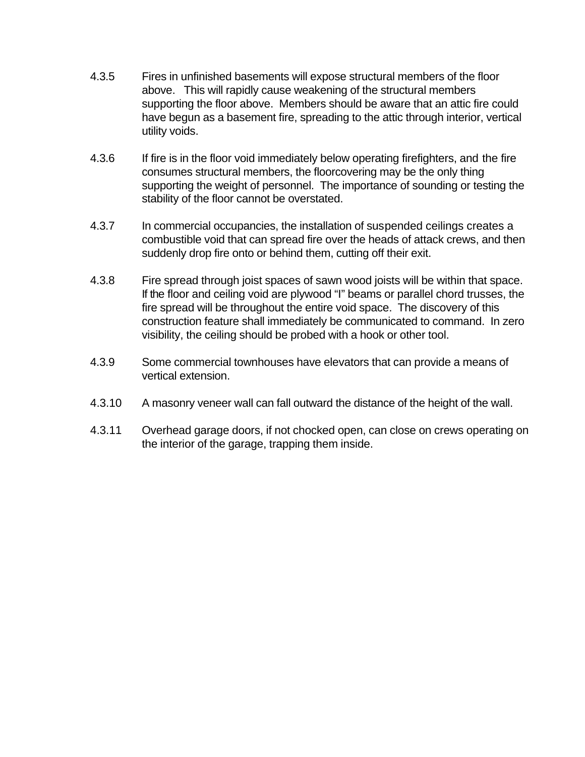4.3.5 Fires in unfinished basements will expose structural members of the floor above. This will rapidly cause weakening of the structural members supporting the floor above. Members should be aware that an attic fire could have begun as a basement fire, spreading to the attic through interior, vertical utility voids.

4.3.6 If fire is in the floor void immediately below operating firefighters, and the fire consumes structural members, the floorcovering may be the only thing supporting the weight of personnel. The importance of sounding or testing the stability of the floor cannot be overstated.

4.3.7 In commercial occupancies, the installation of suspended ceilings creates a combustible void that can spread fire over the heads of attack crews, and then suddenly drop fire onto or behind them, cutting off their exit.

4.3.8 Fire spread through joist spaces of sawn wood joists will be within that space. If the floor and ceiling void are plywood "I" beams or parallel chord trusses, the fire spread will be throughout the entire void space. The discovery of this construction feature shall immediately be communicated to command. In zero visibility, the ceiling should be probed with a hook or other tool.

4.3.9 Some commercial townhouses have elevators that can provide a means of vertical extension.

4.3.10 A masonry veneer wall can fall outward the distance of the height of the wall.

4.3.11 Overhead garage doors, if not chocked open, can close on crews operating on the interior of the garage, trapping them inside.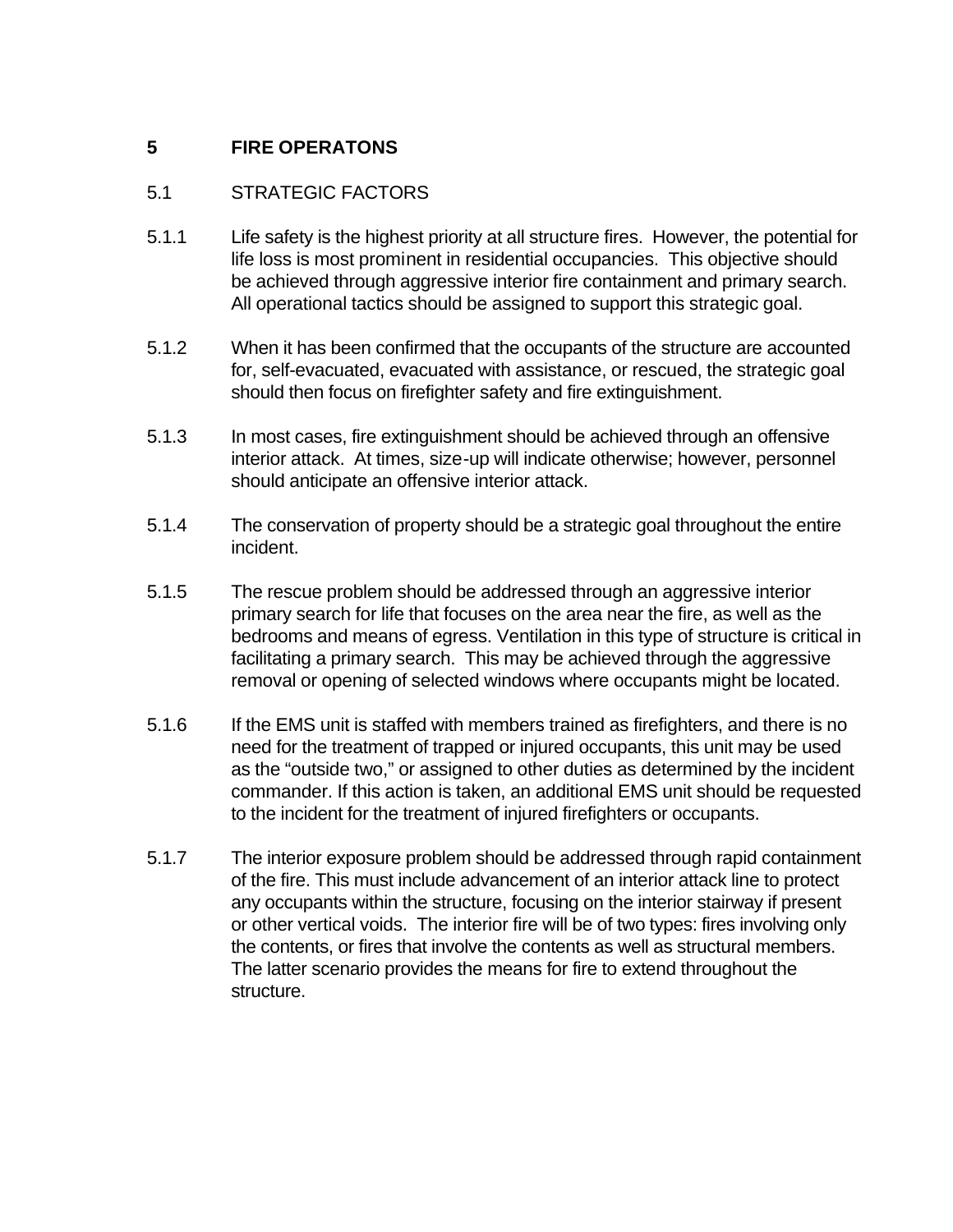## 5 FIRE OPERATONS

### 5.1 STRATEGIC FACTORS

5.1.1 Life safety is the highest priority at all structure fires. However, the potential for life loss is most prominent in residential occupancies. This objective should be achieved through aggressive interior fire containment and primary search. All operational tactics should be assigned to support this strategic goal.

5.1.2 When it has been confirmed that the occupants of the structure are accounted for, self-evacuated, evacuated with assistance, or rescued, the strategic goal should then focus on firefighter safety and fire extinguishment.

5.1.3 In most cases, fire extinguishment should be achieved through an offensive interior attack. At times, size-up will indicate otherwise; however, personnel should anticipate an offensive interior attack.

5.1.4 The conservation of property should be a strategic goal throughout the entire incident.

5.1.5 The rescue problem should be addressed through an aggressive interior primary search for life that focuses on the area near the fire, as well as the bedrooms and means of egress. Ventilation in this type of structure is critical in facilitating a primary search. This may be achieved through the aggressive removal or opening of selected windows where occupants might be located.

5.1.6 If the EMS unit is staffed with members trained as firefighters, and there is no need for the treatment of trapped or injured occupants, this unit may be used as the "outside two," or assigned to other duties as determined by the incident commander. If this action is taken, an additional EMS unit should be requested to the incident for the treatment of injured firefighters or occupants.

5.1.7 The interior exposure problem should be addressed through rapid containment of the fire. This must include advancement of an interior attack line to protect any occupants within the structure, focusing on the interior stairway if present or other vertical voids. The interior fire will be of two types: fires involving only the contents, or fires that involve the contents as well as structural members. The latter scenario provides the means for fire to extend throughout the structure.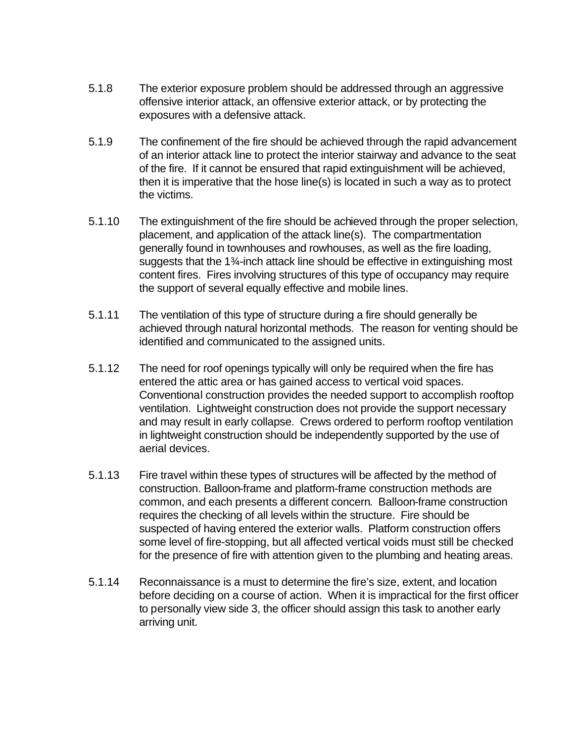5.1.8 The exterior exposure problem should be addressed through an aggressive offensive interior attack, an offensive exterior attack, or by protecting the exposures with a defensive attack.

5.1.9 The confinement of the fire should be achieved through the rapid advancement of an interior attack line to protect the interior stairway and advance to the seat of the fire. If it cannot be ensured that rapid extinguishment will be achieved, then it is imperative that the hose line(s) is located in such a way as to protect the victims.

5.1.10 The extinguishment of the fire should be achieved through the proper selection, placement, and application of the attack line(s). The compartmentation generally found in townhouses and rowhouses, as well as the fire loading, suggests that the 1¾-inch attack line should be effective in extinguishing most content fires. Fires involving structures of this type of occupancy may require the support of several equally effective and mobile lines.

5.1.11 The ventilation of this type of structure during a fire should generally be achieved through natural horizontal methods. The reason for venting should be identified and communicated to the assigned units.

5.1.12 The need for roof openings typically will only be required when the fire has entered the attic area or has gained access to vertical void spaces. Conventional construction provides the needed support to accomplish rooftop ventilation. Lightweight construction does not provide the support necessary and may result in early collapse. Crews ordered to perform rooftop ventilation in lightweight construction should be independently supported by the use of aerial devices.

5.1.13 Fire travel within these types of structures will be affected by the method of construction. Balloon-frame and platform-frame construction methods are common, and each presents a different concern. Balloon-frame construction requires the checking of all levels within the structure. Fire should be suspected of having entered the exterior walls. Platform construction offers some level of fire-stopping, but all affected vertical voids must still be checked for the presence of fire with attention given to the plumbing and heating areas.

5.1.14 Reconnaissance is a must to determine the fire's size, extent, and location before deciding on a course of action. When it is impractical for the first officer to personally view side 3, the officer should assign this task to another early arriving unit.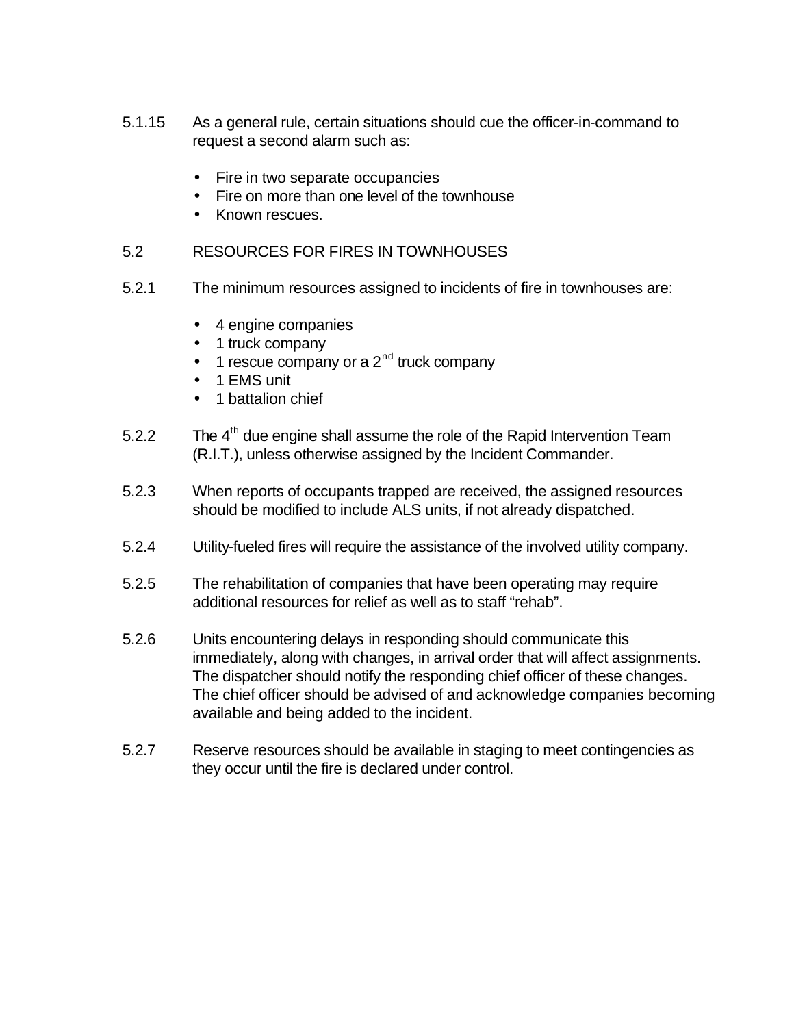5.1.15 As a general rule, certain situations should cue the officer-in-command to request a second alarm such as:

- Fire in two separate occupancies
- Fire on more than one level of the townhouse
- Known rescues.

## 5.2 RESOURCES FOR FIRES IN TOWNHOUSES

5.2.1 The minimum resources assigned to incidents of fire in townhouses are:

- 4 engine companies
- 1 truck company
- 1 rescue company or a 2nd truck company
- 1 EMS unit
- 1 battalion chief

5.2.2 The 4th due engine shall assume the role of the Rapid Intervention Team (R.I.T.), unless otherwise assigned by the Incident Commander.

5.2.3 When reports of occupants trapped are received, the assigned resources should be modified to include ALS units, if not already dispatched.

5.2.4 Utility-fueled fires will require the assistance of the involved utility company.

5.2.5 The rehabilitation of companies that have been operating may require additional resources for relief as well as to staff "rehab".

5.2.6 Units encountering delays in responding should communicate this immediately, along with changes, in arrival order that will affect assignments. The dispatcher should notify the responding chief officer of these changes. The chief officer should be advised of and acknowledge companies becoming available and being added to the incident.

5.2.7 Reserve resources should be available in staging to meet contingencies as they occur until the fire is declared under control.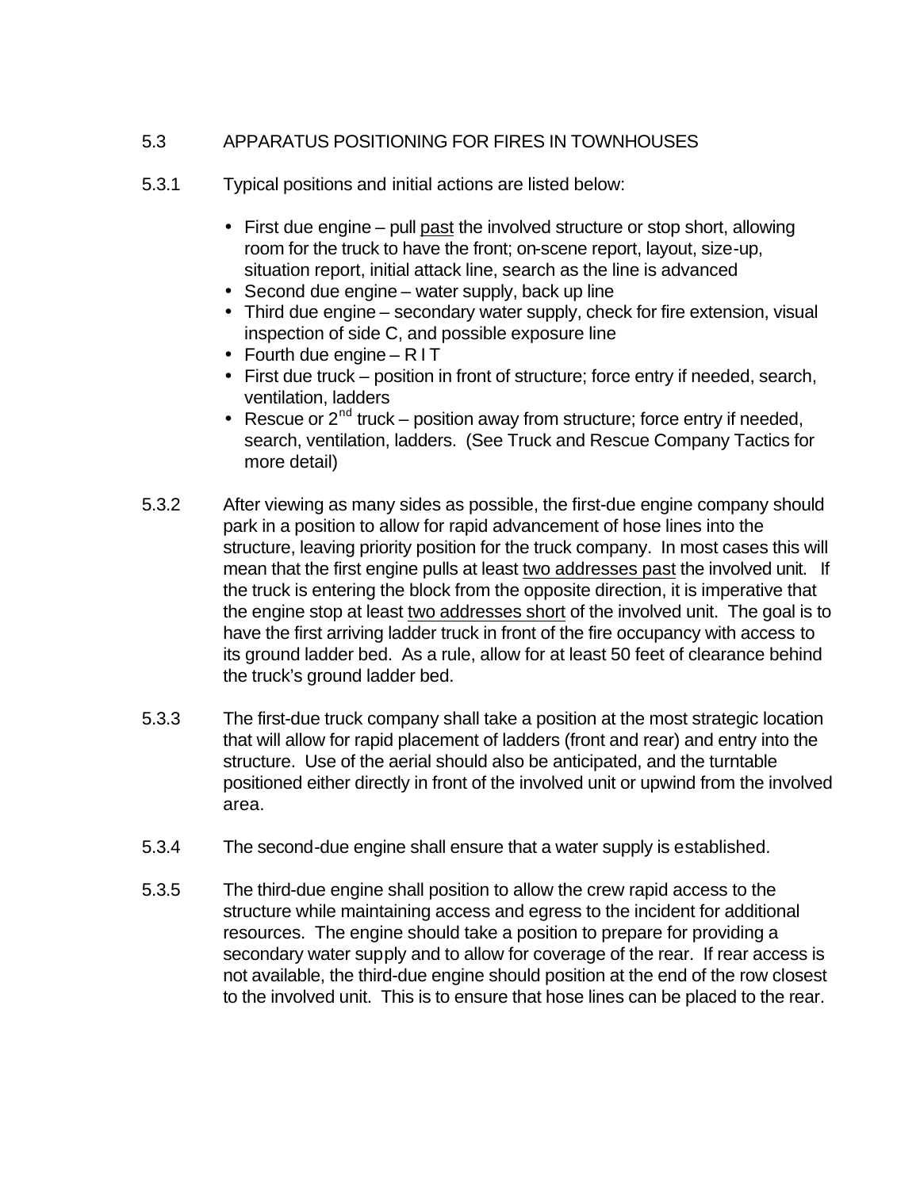## 5.3 APPARATUS POSITIONING FOR FIRES IN TOWNHOUSES

5.3.1 Typical positions and initial actions are listed below:

- First due engine – pull past the involved structure or stop short, allowing room for the truck to have the front; on-scene report, layout, size-up, situation report, initial attack line, search as the line is advanced
- Second due engine – water supply, back up line
- Third due engine – secondary water supply, check for fire extension, visual inspection of side C, and possible exposure line
- Fourth due engine – R I T
- First due truck – position in front of structure; force entry if needed, search, ventilation, ladders
- Rescue or 2nd truck – position away from structure; force entry if needed, search, ventilation, ladders. (See Truck and Rescue Company Tactics for more detail)

5.3.2 After viewing as many sides as possible, the first-due engine company should park in a position to allow for rapid advancement of hose lines into the structure, leaving priority position for the truck company. In most cases this will mean that the first engine pulls at least two addresses past the involved unit. If the truck is entering the block from the opposite direction, it is imperative that the engine stop at least two addresses short of the involved unit. The goal is to have the first arriving ladder truck in front of the fire occupancy with access to its ground ladder bed. As a rule, allow for at least 50 feet of clearance behind the truck's ground ladder bed.

5.3.3 The first-due truck company shall take a position at the most strategic location that will allow for rapid placement of ladders (front and rear) and entry into the structure. Use of the aerial should also be anticipated, and the turntable positioned either directly in front of the involved unit or upwind from the involved area.

5.3.4 The second-due engine shall ensure that a water supply is established.

5.3.5 The third-due engine shall position to allow the crew rapid access to the structure while maintaining access and egress to the incident for additional resources. The engine should take a position to prepare for providing a secondary water supply and to allow for coverage of the rear. If rear access is not available, the third-due engine should position at the end of the row closest to the involved unit. This is to ensure that hose lines can be placed to the rear.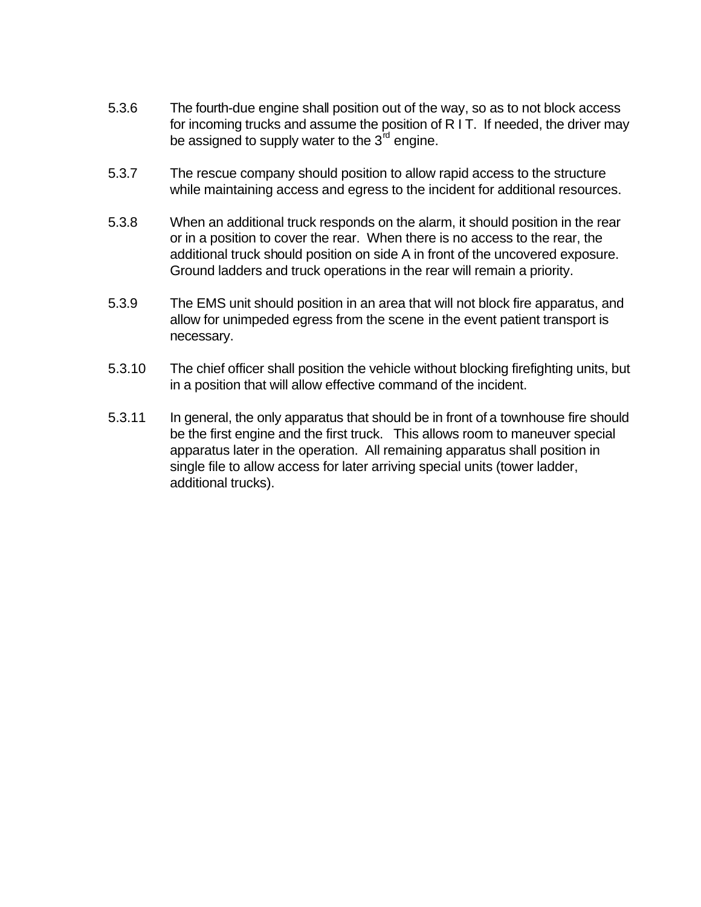5.3.6 The fourth-due engine shall position out of the way, so as to not block access for incoming trucks and assume the position of R I T. If needed, the driver may be assigned to supply water to the 3rd engine.

5.3.7 The rescue company should position to allow rapid access to the structure while maintaining access and egress to the incident for additional resources.

5.3.8 When an additional truck responds on the alarm, it should position in the rear or in a position to cover the rear. When there is no access to the rear, the additional truck should position on side A in front of the uncovered exposure. Ground ladders and truck operations in the rear will remain a priority.

5.3.9 The EMS unit should position in an area that will not block fire apparatus, and allow for unimpeded egress from the scene in the event patient transport is necessary.

5.3.10 The chief officer shall position the vehicle without blocking firefighting units, but in a position that will allow effective command of the incident.

5.3.11 In general, the only apparatus that should be in front of a townhouse fire should be the first engine and the first truck. This allows room to maneuver special apparatus later in the operation. All remaining apparatus shall position in single file to allow access for later arriving special units (tower ladder, additional trucks).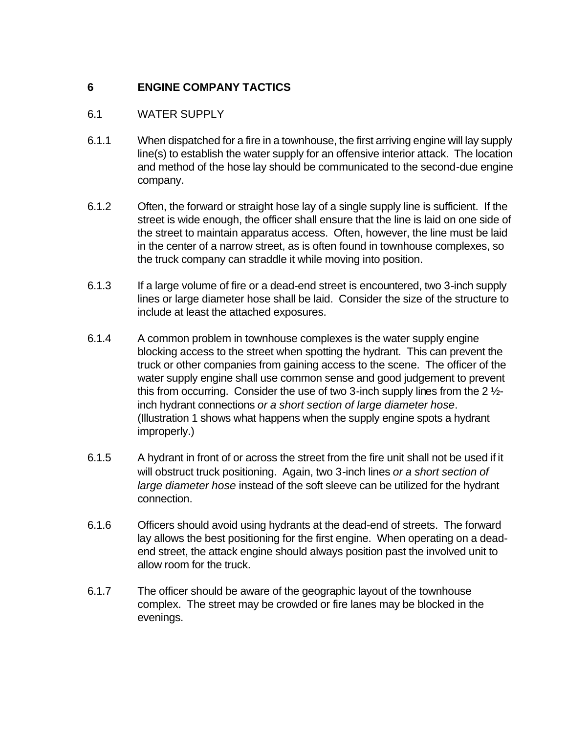# 6 ENGINE COMPANY TACTICS

## 6.1 WATER SUPPLY

6.1.1 When dispatched for a fire in a townhouse, the first arriving engine will lay supply line(s) to establish the water supply for an offensive interior attack. The location and method of the hose lay should be communicated to the second-due engine company.

6.1.2 Often, the forward or straight hose lay of a single supply line is sufficient. If the street is wide enough, the officer shall ensure that the line is laid on one side of the street to maintain apparatus access. Often, however, the line must be laid in the center of a narrow street, as is often found in townhouse complexes, so the truck company can straddle it while moving into position.

6.1.3 If a large volume of fire or a dead-end street is encountered, two 3-inch supply lines or large diameter hose shall be laid. Consider the size of the structure to include at least the attached exposures.

6.1.4 A common problem in townhouse complexes is the water supply engine blocking access to the street when spotting the hydrant. This can prevent the truck or other companies from gaining access to the scene. The officer of the water supply engine shall use common sense and good judgement to prevent this from occurring. Consider the use of two 3-inch supply lines from the 2 ½-inch hydrant connections *or a short section of large diameter hose*. (Illustration 1 shows what happens when the supply engine spots a hydrant improperly.)

6.1.5 A hydrant in front of or across the street from the fire unit shall not be used if it will obstruct truck positioning. Again, two 3-inch lines *or a short section of large diameter hose* instead of the soft sleeve can be utilized for the hydrant connection.

6.1.6 Officers should avoid using hydrants at the dead-end of streets. The forward lay allows the best positioning for the first engine. When operating on a dead-end street, the attack engine should always position past the involved unit to allow room for the truck.

6.1.7 The officer should be aware of the geographic layout of the townhouse complex. The street may be crowded or fire lanes may be blocked in the evenings.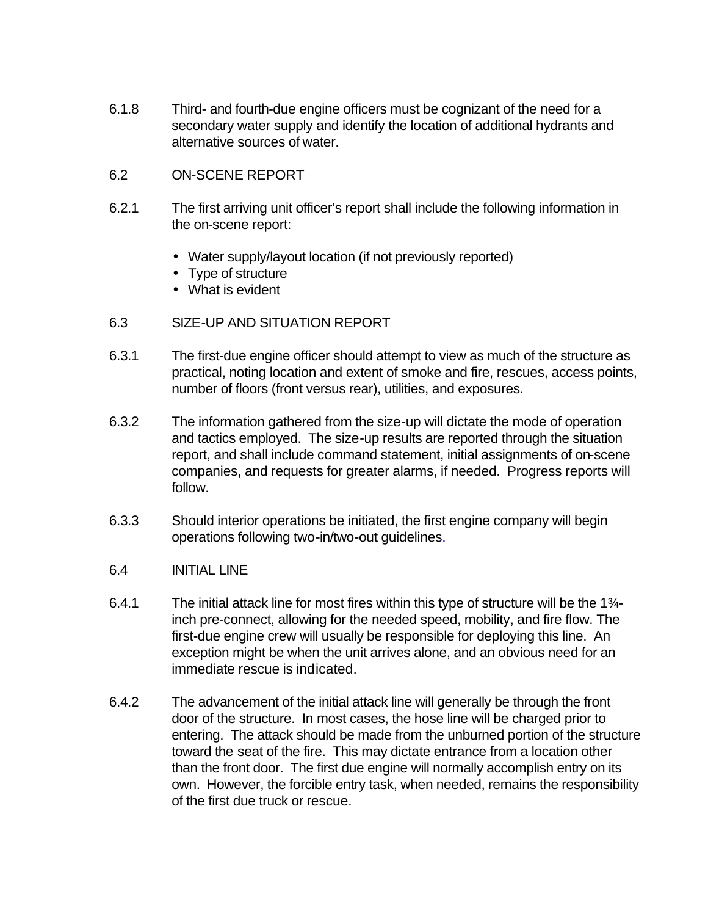6.1.8 Third- and fourth-due engine officers must be cognizant of the need for a secondary water supply and identify the location of additional hydrants and alternative sources of water.

## 6.2 ON-SCENE REPORT

6.2.1 The first arriving unit officer's report shall include the following information in the on-scene report:

- Water supply/layout location (if not previously reported)
- Type of structure
- What is evident

## 6.3 SIZE-UP AND SITUATION REPORT

6.3.1 The first-due engine officer should attempt to view as much of the structure as practical, noting location and extent of smoke and fire, rescues, access points, number of floors (front versus rear), utilities, and exposures.

6.3.2 The information gathered from the size-up will dictate the mode of operation and tactics employed. The size-up results are reported through the situation report, and shall include command statement, initial assignments of on-scene companies, and requests for greater alarms, if needed. Progress reports will follow.

6.3.3 Should interior operations be initiated, the first engine company will begin operations following two-in/two-out guidelines.

## 6.4 INITIAL LINE

6.4.1 The initial attack line for most fires within this type of structure will be the 1¾-inch pre-connect, allowing for the needed speed, mobility, and fire flow. The first-due engine crew will usually be responsible for deploying this line. An exception might be when the unit arrives alone, and an obvious need for an immediate rescue is indicated.

6.4.2 The advancement of the initial attack line will generally be through the front door of the structure. In most cases, the hose line will be charged prior to entering. The attack should be made from the unburned portion of the structure toward the seat of the fire. This may dictate entrance from a location other than the front door. The first due engine will normally accomplish entry on its own. However, the forcible entry task, when needed, remains the responsibility of the first due truck or rescue.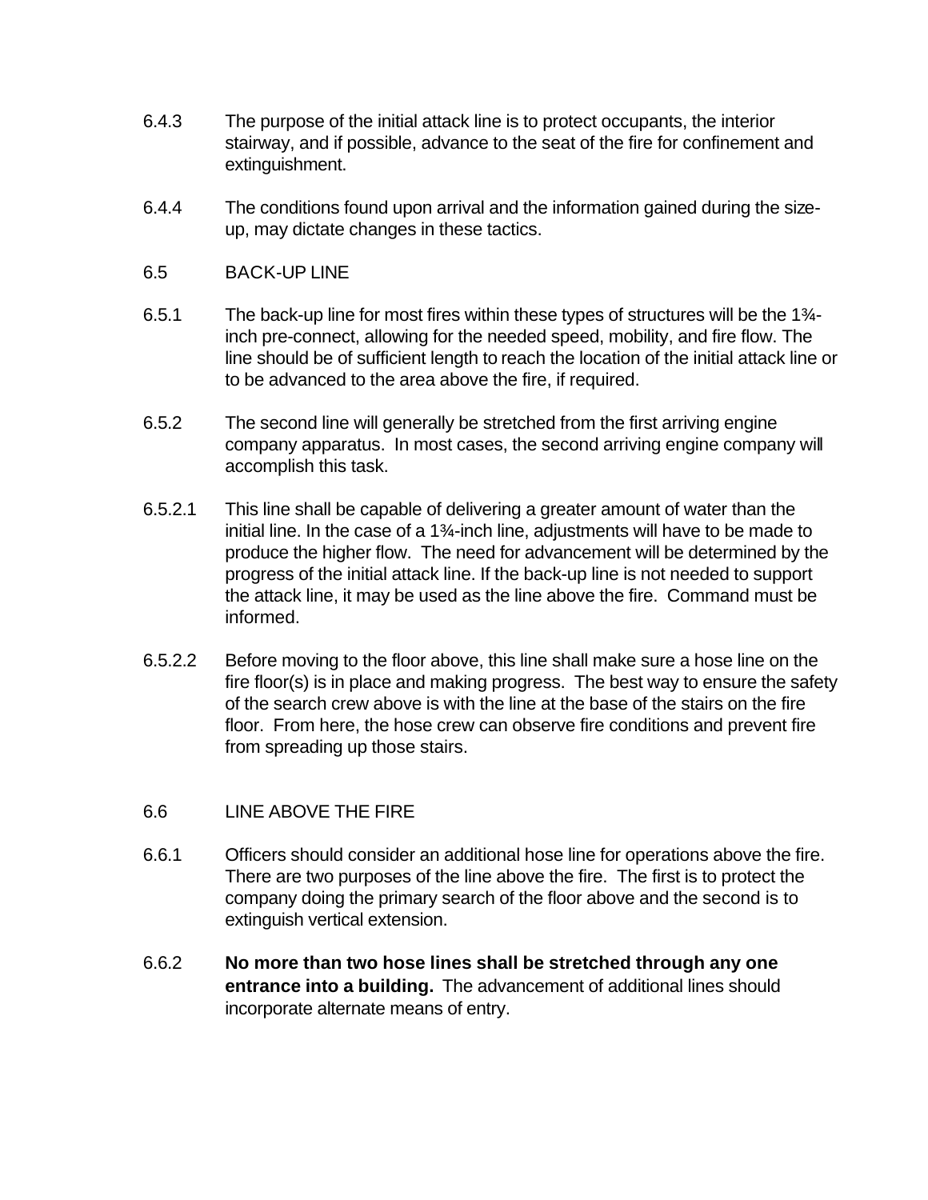6.4.3 The purpose of the initial attack line is to protect occupants, the interior stairway, and if possible, advance to the seat of the fire for confinement and extinguishment.

6.4.4 The conditions found upon arrival and the information gained during the size-up, may dictate changes in these tactics.

## 6.5 BACK-UP LINE

6.5.1 The back-up line for most fires within these types of structures will be the 1¾-inch pre-connect, allowing for the needed speed, mobility, and fire flow. The line should be of sufficient length to reach the location of the initial attack line or to be advanced to the area above the fire, if required.

6.5.2 The second line will generally be stretched from the first arriving engine company apparatus. In most cases, the second arriving engine company will accomplish this task.

6.5.2.1 This line shall be capable of delivering a greater amount of water than the initial line. In the case of a 1¾-inch line, adjustments will have to be made to produce the higher flow. The need for advancement will be determined by the progress of the initial attack line. If the back-up line is not needed to support the attack line, it may be used as the line above the fire. Command must be informed.

6.5.2.2 Before moving to the floor above, this line shall make sure a hose line on the fire floor(s) is in place and making progress. The best way to ensure the safety of the search crew above is with the line at the base of the stairs on the fire floor. From here, the hose crew can observe fire conditions and prevent fire from spreading up those stairs.

## 6.6 LINE ABOVE THE FIRE

6.6.1 Officers should consider an additional hose line for operations above the fire. There are two purposes of the line above the fire. The first is to protect the company doing the primary search of the floor above and the second is to extinguish vertical extension.

6.6.2 **No more than two hose lines shall be stretched through any one entrance into a building.** The advancement of additional lines should incorporate alternate means of entry.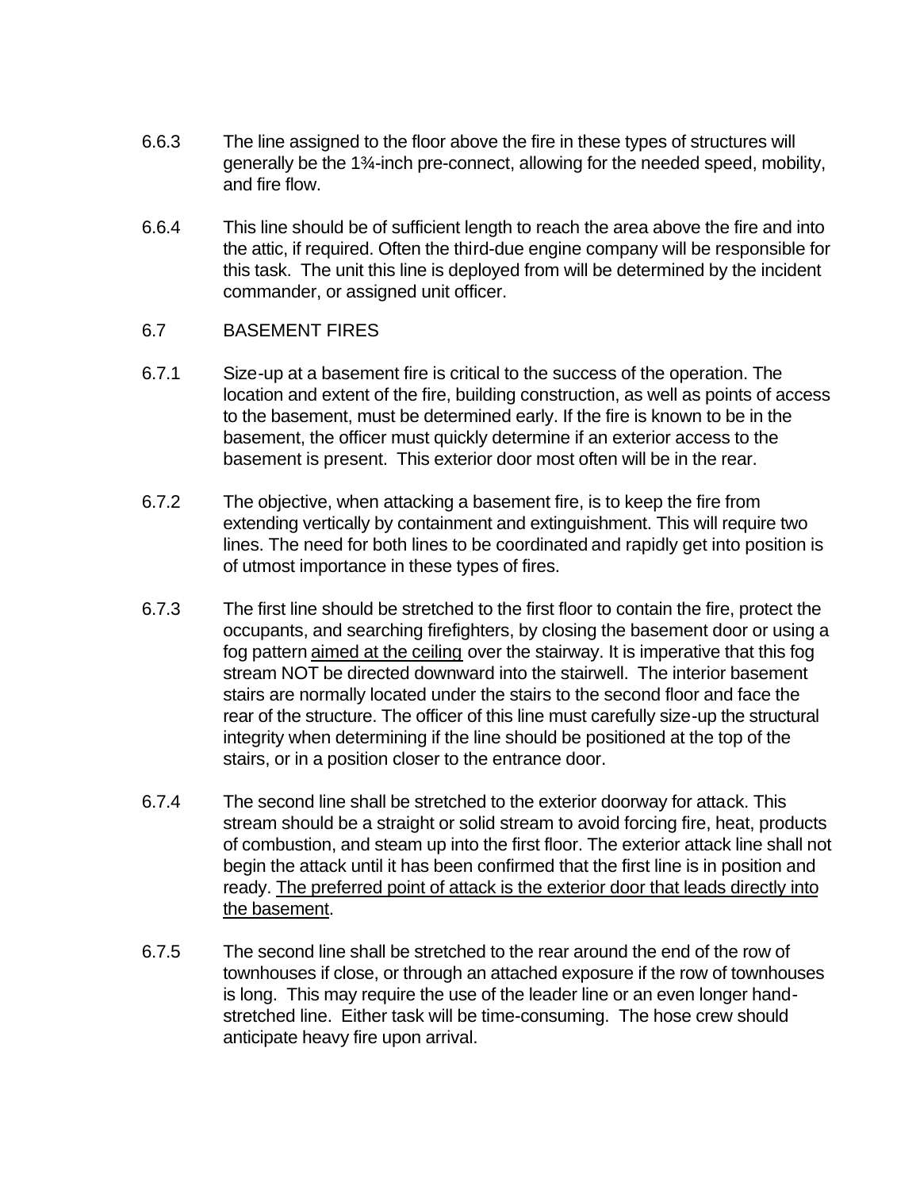6.6.3 The line assigned to the floor above the fire in these types of structures will generally be the 1¾-inch pre-connect, allowing for the needed speed, mobility, and fire flow.

6.6.4 This line should be of sufficient length to reach the area above the fire and into the attic, if required. Often the third-due engine company will be responsible for this task. The unit this line is deployed from will be determined by the incident commander, or assigned unit officer.

## 6.7 BASEMENT FIRES

6.7.1 Size-up at a basement fire is critical to the success of the operation. The location and extent of the fire, building construction, as well as points of access to the basement, must be determined early. If the fire is known to be in the basement, the officer must quickly determine if an exterior access to the basement is present. This exterior door most often will be in the rear.

6.7.2 The objective, when attacking a basement fire, is to keep the fire from extending vertically by containment and extinguishment. This will require two lines. The need for both lines to be coordinated and rapidly get into position is of utmost importance in these types of fires.

6.7.3 The first line should be stretched to the first floor to contain the fire, protect the occupants, and searching firefighters, by closing the basement door or using a fog pattern <u>aimed at the ceiling</u> over the stairway. It is imperative that this fog stream NOT be directed downward into the stairwell. The interior basement stairs are normally located under the stairs to the second floor and face the rear of the structure. The officer of this line must carefully size-up the structural integrity when determining if the line should be positioned at the top of the stairs, or in a position closer to the entrance door.

6.7.4 The second line shall be stretched to the exterior doorway for attack. This stream should be a straight or solid stream to avoid forcing fire, heat, products of combustion, and steam up into the first floor. The exterior attack line shall not begin the attack until it has been confirmed that the first line is in position and ready. <u>The preferred point of attack is the exterior door that leads directly into the basement</u>.

6.7.5 The second line shall be stretched to the rear around the end of the row of townhouses if close, or through an attached exposure if the row of townhouses is long. This may require the use of the leader line or an even longer hand-stretched line. Either task will be time-consuming. The hose crew should anticipate heavy fire upon arrival.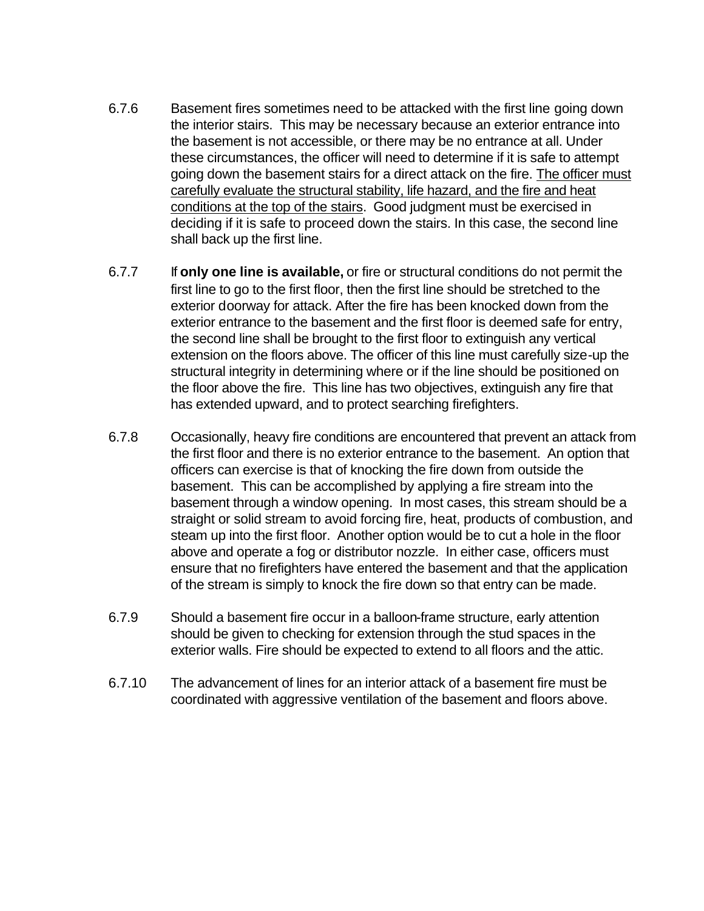6.7.6 Basement fires sometimes need to be attacked with the first line going down the interior stairs. This may be necessary because an exterior entrance into the basement is not accessible, or there may be no entrance at all. Under these circumstances, the officer will need to determine if it is safe to attempt going down the basement stairs for a direct attack on the fire. <u>The officer must carefully evaluate the structural stability, life hazard, and the fire and heat conditions at the top of the stairs</u>. Good judgment must be exercised in deciding if it is safe to proceed down the stairs. In this case, the second line shall back up the first line.

6.7.7 If **only one line is available,** or fire or structural conditions do not permit the first line to go to the first floor, then the first line should be stretched to the exterior doorway for attack. After the fire has been knocked down from the exterior entrance to the basement and the first floor is deemed safe for entry, the second line shall be brought to the first floor to extinguish any vertical extension on the floors above. The officer of this line must carefully size-up the structural integrity in determining where or if the line should be positioned on the floor above the fire. This line has two objectives, extinguish any fire that has extended upward, and to protect searching firefighters.

6.7.8 Occasionally, heavy fire conditions are encountered that prevent an attack from the first floor and there is no exterior entrance to the basement. An option that officers can exercise is that of knocking the fire down from outside the basement. This can be accomplished by applying a fire stream into the basement through a window opening. In most cases, this stream should be a straight or solid stream to avoid forcing fire, heat, products of combustion, and steam up into the first floor. Another option would be to cut a hole in the floor above and operate a fog or distributor nozzle. In either case, officers must ensure that no firefighters have entered the basement and that the application of the stream is simply to knock the fire down so that entry can be made.

6.7.9 Should a basement fire occur in a balloon-frame structure, early attention should be given to checking for extension through the stud spaces in the exterior walls. Fire should be expected to extend to all floors and the attic.

6.7.10 The advancement of lines for an interior attack of a basement fire must be coordinated with aggressive ventilation of the basement and floors above.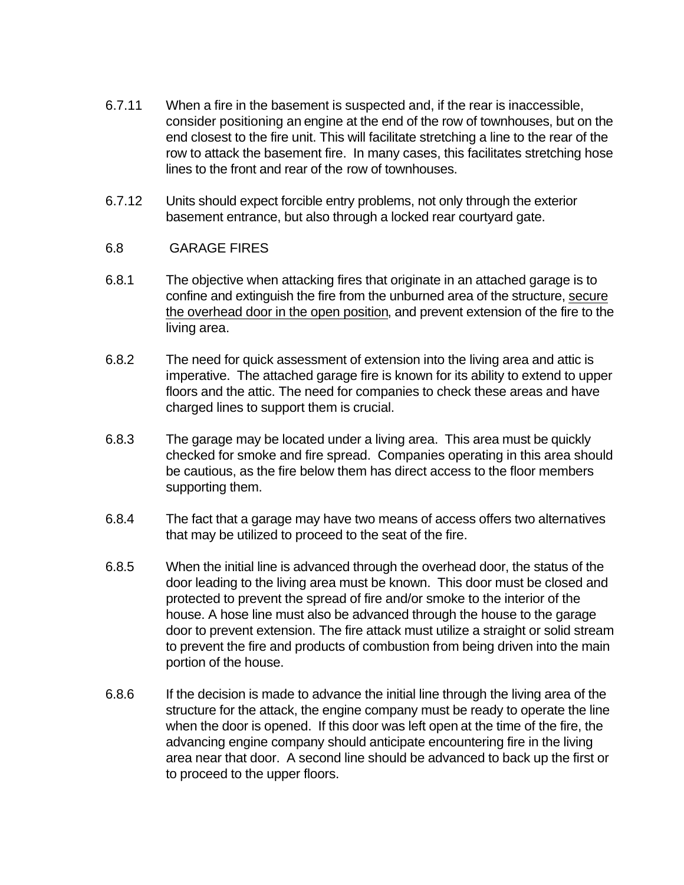6.7.11 When a fire in the basement is suspected and, if the rear is inaccessible, consider positioning an engine at the end of the row of townhouses, but on the end closest to the fire unit. This will facilitate stretching a line to the rear of the row to attack the basement fire. In many cases, this facilitates stretching hose lines to the front and rear of the row of townhouses.

6.7.12 Units should expect forcible entry problems, not only through the exterior basement entrance, but also through a locked rear courtyard gate.

## 6.8 GARAGE FIRES

6.8.1 The objective when attacking fires that originate in an attached garage is to confine and extinguish the fire from the unburned area of the structure, <u>secure the overhead door in the open position</u>, and prevent extension of the fire to the living area.

6.8.2 The need for quick assessment of extension into the living area and attic is imperative. The attached garage fire is known for its ability to extend to upper floors and the attic. The need for companies to check these areas and have charged lines to support them is crucial.

6.8.3 The garage may be located under a living area. This area must be quickly checked for smoke and fire spread. Companies operating in this area should be cautious, as the fire below them has direct access to the floor members supporting them.

6.8.4 The fact that a garage may have two means of access offers two alternatives that may be utilized to proceed to the seat of the fire.

6.8.5 When the initial line is advanced through the overhead door, the status of the door leading to the living area must be known. This door must be closed and protected to prevent the spread of fire and/or smoke to the interior of the house. A hose line must also be advanced through the house to the garage door to prevent extension. The fire attack must utilize a straight or solid stream to prevent the fire and products of combustion from being driven into the main portion of the house.

6.8.6 If the decision is made to advance the initial line through the living area of the structure for the attack, the engine company must be ready to operate the line when the door is opened. If this door was left open at the time of the fire, the advancing engine company should anticipate encountering fire in the living area near that door. A second line should be advanced to back up the first or to proceed to the upper floors.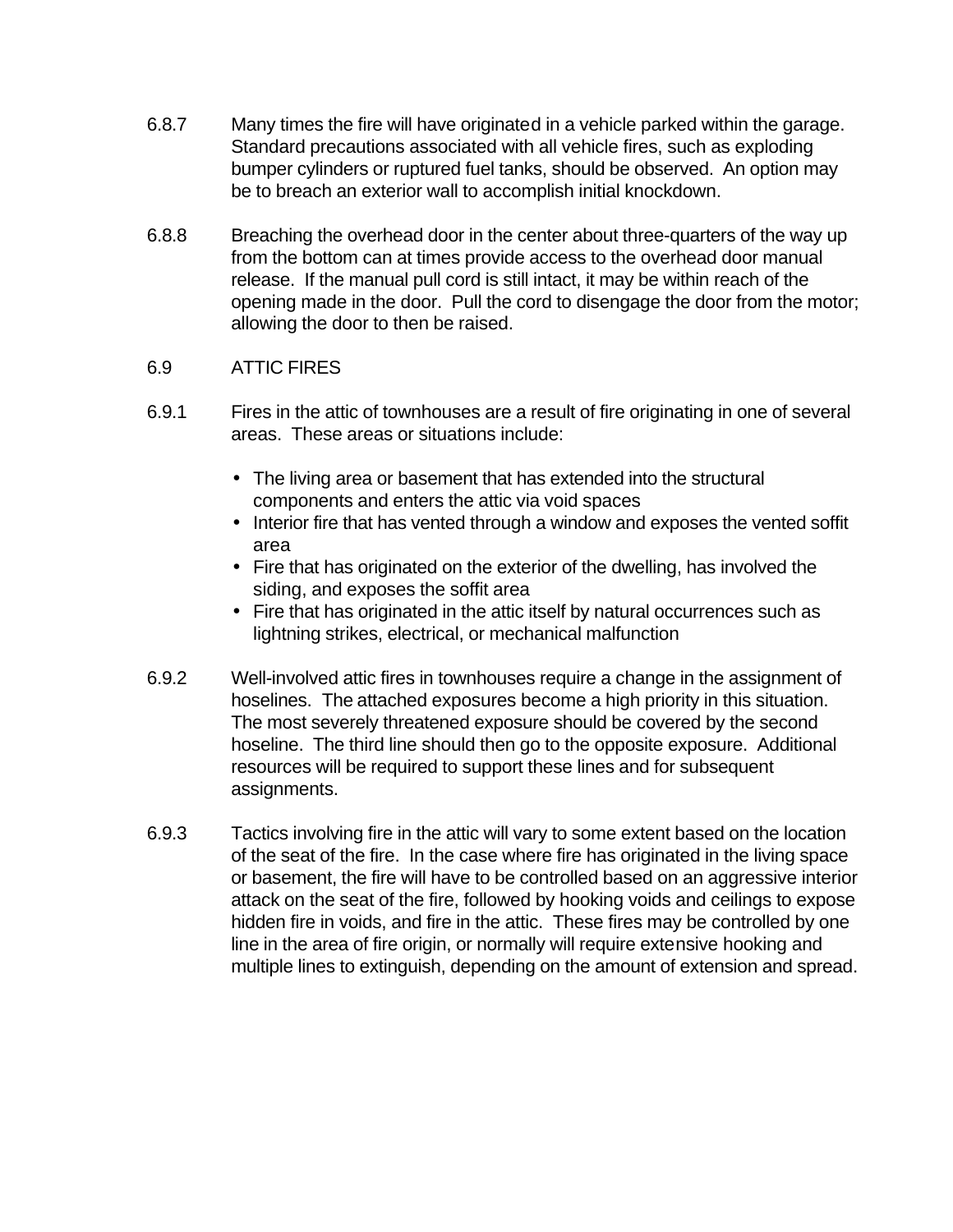6.8.7 Many times the fire will have originated in a vehicle parked within the garage. Standard precautions associated with all vehicle fires, such as exploding bumper cylinders or ruptured fuel tanks, should be observed. An option may be to breach an exterior wall to accomplish initial knockdown.

6.8.8 Breaching the overhead door in the center about three-quarters of the way up from the bottom can at times provide access to the overhead door manual release. If the manual pull cord is still intact, it may be within reach of the opening made in the door. Pull the cord to disengage the door from the motor; allowing the door to then be raised.

## 6.9 ATTIC FIRES

6.9.1 Fires in the attic of townhouses are a result of fire originating in one of several areas. These areas or situations include:

- The living area or basement that has extended into the structural components and enters the attic via void spaces
- Interior fire that has vented through a window and exposes the vented soffit area
- Fire that has originated on the exterior of the dwelling, has involved the siding, and exposes the soffit area
- Fire that has originated in the attic itself by natural occurrences such as lightning strikes, electrical, or mechanical malfunction

6.9.2 Well-involved attic fires in townhouses require a change in the assignment of hoselines. The attached exposures become a high priority in this situation. The most severely threatened exposure should be covered by the second hoseline. The third line should then go to the opposite exposure. Additional resources will be required to support these lines and for subsequent assignments.

6.9.3 Tactics involving fire in the attic will vary to some extent based on the location of the seat of the fire. In the case where fire has originated in the living space or basement, the fire will have to be controlled based on an aggressive interior attack on the seat of the fire, followed by hooking voids and ceilings to expose hidden fire in voids, and fire in the attic. These fires may be controlled by one line in the area of fire origin, or normally will require extensive hooking and multiple lines to extinguish, depending on the amount of extension and spread.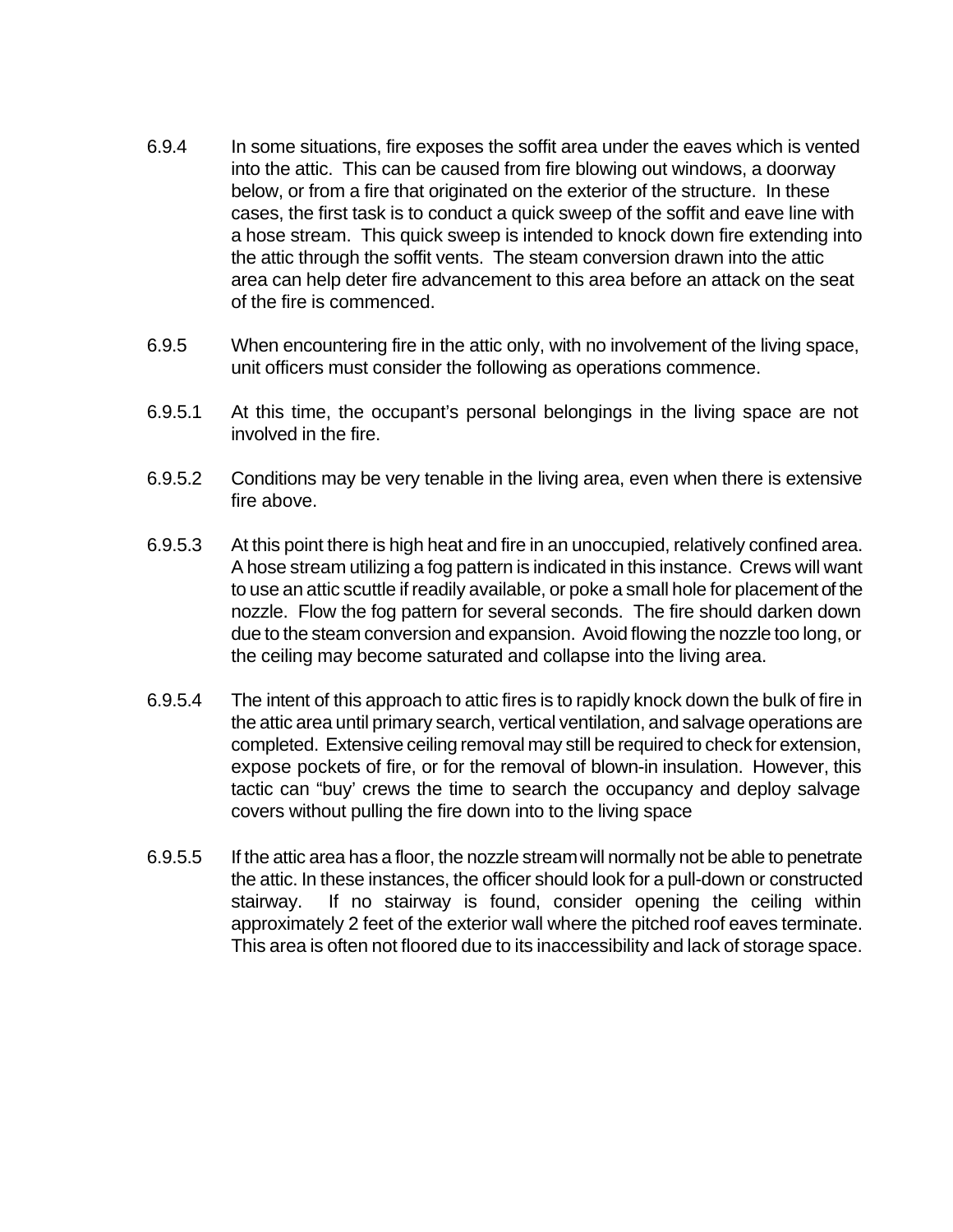6.9.4 In some situations, fire exposes the soffit area under the eaves which is vented into the attic. This can be caused from fire blowing out windows, a doorway below, or from a fire that originated on the exterior of the structure. In these cases, the first task is to conduct a quick sweep of the soffit and eave line with a hose stream. This quick sweep is intended to knock down fire extending into the attic through the soffit vents. The steam conversion drawn into the attic area can help deter fire advancement to this area before an attack on the seat of the fire is commenced.

6.9.5 When encountering fire in the attic only, with no involvement of the living space, unit officers must consider the following as operations commence.

6.9.5.1 At this time, the occupant's personal belongings in the living space are not involved in the fire.

6.9.5.2 Conditions may be very tenable in the living area, even when there is extensive fire above.

6.9.5.3 At this point there is high heat and fire in an unoccupied, relatively confined area. A hose stream utilizing a fog pattern is indicated in this instance. Crews will want to use an attic scuttle if readily available, or poke a small hole for placement of the nozzle. Flow the fog pattern for several seconds. The fire should darken down due to the steam conversion and expansion. Avoid flowing the nozzle too long, or the ceiling may become saturated and collapse into the living area.

6.9.5.4 The intent of this approach to attic fires is to rapidly knock down the bulk of fire in the attic area until primary search, vertical ventilation, and salvage operations are completed. Extensive ceiling removal may still be required to check for extension, expose pockets of fire, or for the removal of blown-in insulation. However, this tactic can "buy' crews the time to search the occupancy and deploy salvage covers without pulling the fire down into to the living space

6.9.5.5 If the attic area has a floor, the nozzle stream will normally not be able to penetrate the attic. In these instances, the officer should look for a pull-down or constructed stairway. If no stairway is found, consider opening the ceiling within approximately 2 feet of the exterior wall where the pitched roof eaves terminate. This area is often not floored due to its inaccessibility and lack of storage space.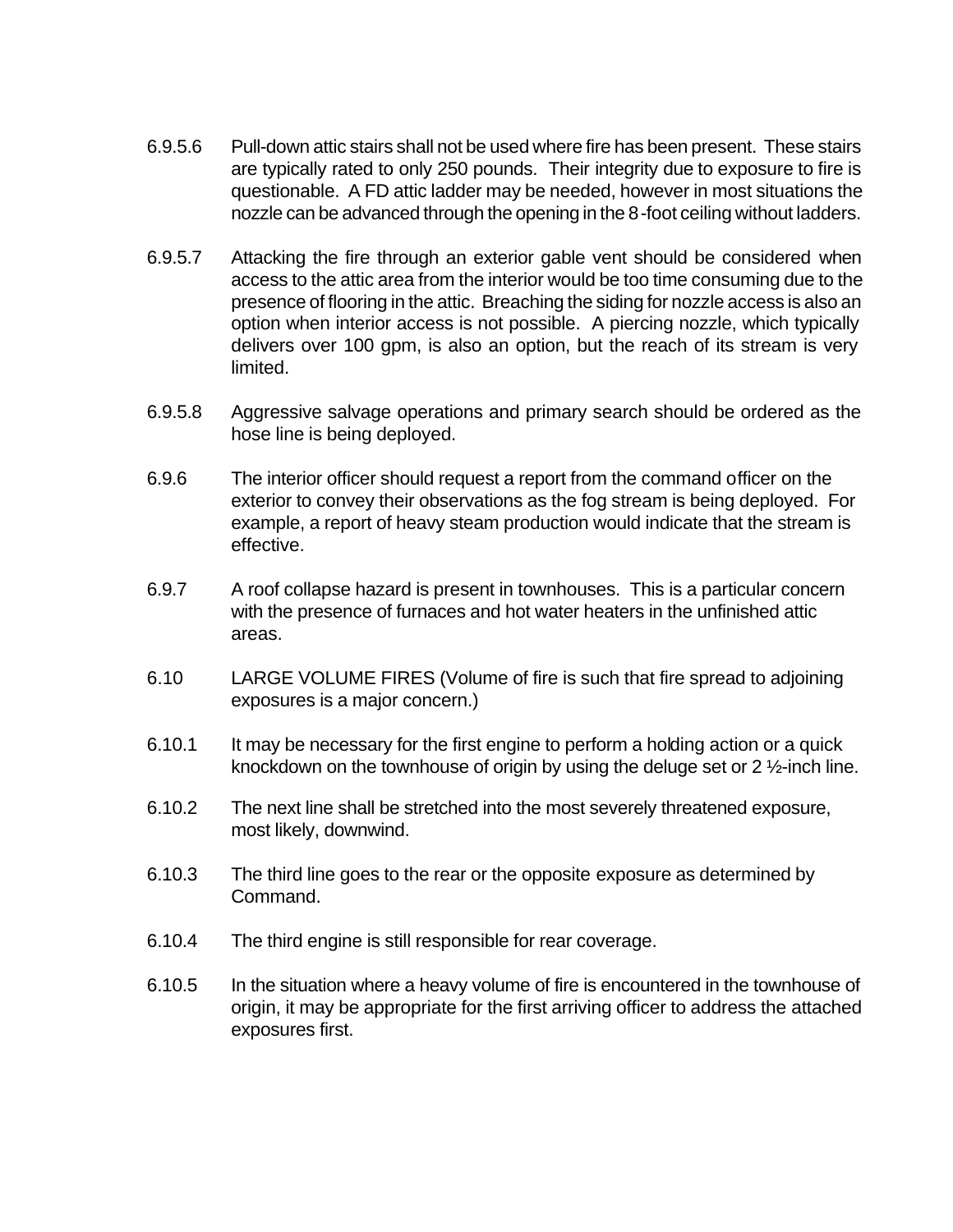6.9.5.6 Pull-down attic stairs shall not be used where fire has been present. These stairs are typically rated to only 250 pounds. Their integrity due to exposure to fire is questionable. A FD attic ladder may be needed, however in most situations the nozzle can be advanced through the opening in the 8-foot ceiling without ladders.

6.9.5.7 Attacking the fire through an exterior gable vent should be considered when access to the attic area from the interior would be too time consuming due to the presence of flooring in the attic. Breaching the siding for nozzle access is also an option when interior access is not possible. A piercing nozzle, which typically delivers over 100 gpm, is also an option, but the reach of its stream is very limited.

6.9.5.8 Aggressive salvage operations and primary search should be ordered as the hose line is being deployed.

6.9.6 The interior officer should request a report from the command officer on the exterior to convey their observations as the fog stream is being deployed. For example, a report of heavy steam production would indicate that the stream is effective.

6.9.7 A roof collapse hazard is present in townhouses. This is a particular concern with the presence of furnaces and hot water heaters in the unfinished attic areas.

6.10 LARGE VOLUME FIRES (Volume of fire is such that fire spread to adjoining exposures is a major concern.)

6.10.1 It may be necessary for the first engine to perform a holding action or a quick knockdown on the townhouse of origin by using the deluge set or 2 ½-inch line.

6.10.2 The next line shall be stretched into the most severely threatened exposure, most likely, downwind.

6.10.3 The third line goes to the rear or the opposite exposure as determined by Command.

6.10.4 The third engine is still responsible for rear coverage.

6.10.5 In the situation where a heavy volume of fire is encountered in the townhouse of origin, it may be appropriate for the first arriving officer to address the attached exposures first.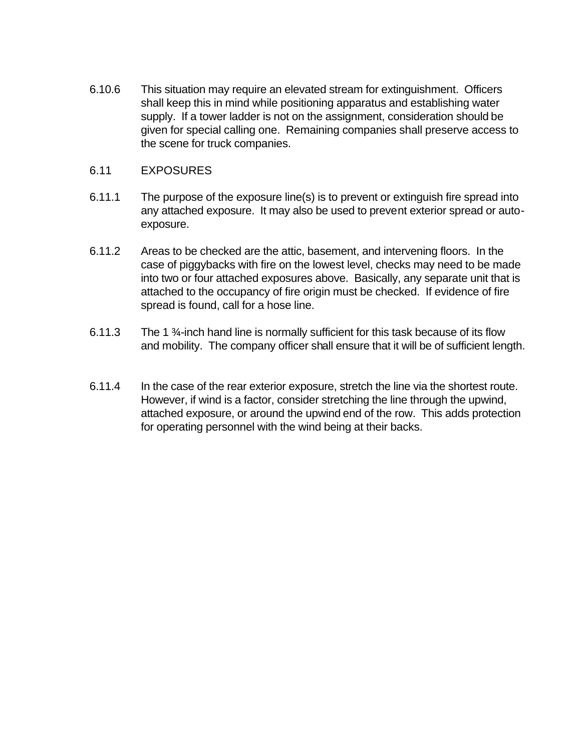6.10.6 This situation may require an elevated stream for extinguishment. Officers shall keep this in mind while positioning apparatus and establishing water supply. If a tower ladder is not on the assignment, consideration should be given for special calling one. Remaining companies shall preserve access to the scene for truck companies.

## 6.11 EXPOSURES

6.11.1 The purpose of the exposure line(s) is to prevent or extinguish fire spread into any attached exposure. It may also be used to prevent exterior spread or auto-exposure.

6.11.2 Areas to be checked are the attic, basement, and intervening floors. In the case of piggybacks with fire on the lowest level, checks may need to be made into two or four attached exposures above. Basically, any separate unit that is attached to the occupancy of fire origin must be checked. If evidence of fire spread is found, call for a hose line.

6.11.3 The 1 ¾-inch hand line is normally sufficient for this task because of its flow and mobility. The company officer shall ensure that it will be of sufficient length.

6.11.4 In the case of the rear exterior exposure, stretch the line via the shortest route. However, if wind is a factor, consider stretching the line through the upwind, attached exposure, or around the upwind end of the row. This adds protection for operating personnel with the wind being at their backs.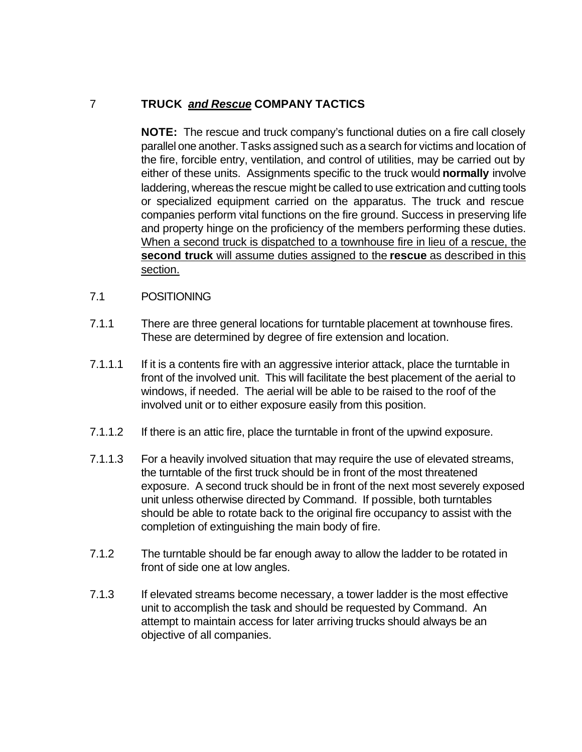# 7 TRUCK *<u>and Rescue</u>* COMPANY TACTICS

**NOTE:** The rescue and truck company's functional duties on a fire call closely parallel one another. Tasks assigned such as a search for victims and location of the fire, forcible entry, ventilation, and control of utilities, may be carried out by either of these units. Assignments specific to the truck would **normally** involve laddering, whereas the rescue might be called to use extrication and cutting tools or specialized equipment carried on the apparatus. The truck and rescue companies perform vital functions on the fire ground. Success in preserving life and property hinge on the proficiency of the members performing these duties. <u>When a second truck is dispatched to a townhouse fire in lieu of a rescue, the **second truck** will assume duties assigned to the **rescue** as described in this section.</u>

## 7.1 POSITIONING

7.1.1 There are three general locations for turntable placement at townhouse fires. These are determined by degree of fire extension and location.

7.1.1.1 If it is a contents fire with an aggressive interior attack, place the turntable in front of the involved unit. This will facilitate the best placement of the aerial to windows, if needed. The aerial will be able to be raised to the roof of the involved unit or to either exposure easily from this position.

7.1.1.2 If there is an attic fire, place the turntable in front of the upwind exposure.

7.1.1.3 For a heavily involved situation that may require the use of elevated streams, the turntable of the first truck should be in front of the most threatened exposure. A second truck should be in front of the next most severely exposed unit unless otherwise directed by Command. If possible, both turntables should be able to rotate back to the original fire occupancy to assist with the completion of extinguishing the main body of fire.

7.1.2 The turntable should be far enough away to allow the ladder to be rotated in front of side one at low angles.

7.1.3 If elevated streams become necessary, a tower ladder is the most effective unit to accomplish the task and should be requested by Command. An attempt to maintain access for later arriving trucks should always be an objective of all companies.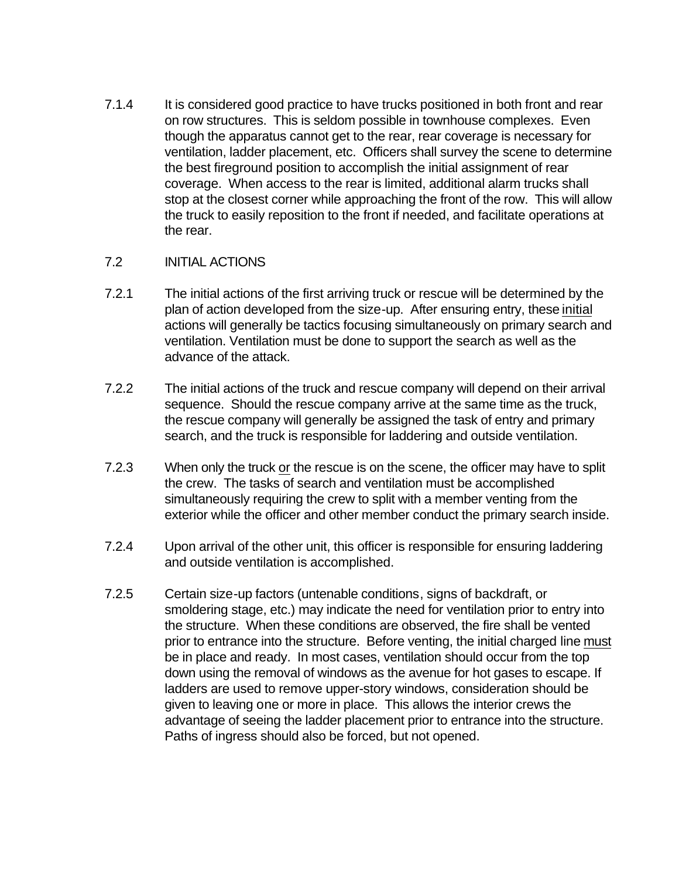7.1.4 It is considered good practice to have trucks positioned in both front and rear on row structures. This is seldom possible in townhouse complexes. Even though the apparatus cannot get to the rear, rear coverage is necessary for ventilation, ladder placement, etc. Officers shall survey the scene to determine the best fireground position to accomplish the initial assignment of rear coverage. When access to the rear is limited, additional alarm trucks shall stop at the closest corner while approaching the front of the row. This will allow the truck to easily reposition to the front if needed, and facilitate operations at the rear.

## 7.2 INITIAL ACTIONS

7.2.1 The initial actions of the first arriving truck or rescue will be determined by the plan of action developed from the size-up. After ensuring entry, these <u>initial</u> actions will generally be tactics focusing simultaneously on primary search and ventilation. Ventilation must be done to support the search as well as the advance of the attack.

7.2.2 The initial actions of the truck and rescue company will depend on their arrival sequence. Should the rescue company arrive at the same time as the truck, the rescue company will generally be assigned the task of entry and primary search, and the truck is responsible for laddering and outside ventilation.

7.2.3 When only the truck <u>or</u> the rescue is on the scene, the officer may have to split the crew. The tasks of search and ventilation must be accomplished simultaneously requiring the crew to split with a member venting from the exterior while the officer and other member conduct the primary search inside.

7.2.4 Upon arrival of the other unit, this officer is responsible for ensuring laddering and outside ventilation is accomplished.

7.2.5 Certain size-up factors (untenable conditions, signs of backdraft, or smoldering stage, etc.) may indicate the need for ventilation prior to entry into the structure. When these conditions are observed, the fire shall be vented prior to entrance into the structure. Before venting, the initial charged line <u>must</u> be in place and ready. In most cases, ventilation should occur from the top down using the removal of windows as the avenue for hot gases to escape. If ladders are used to remove upper-story windows, consideration should be given to leaving one or more in place. This allows the interior crews the advantage of seeing the ladder placement prior to entrance into the structure. Paths of ingress should also be forced, but not opened.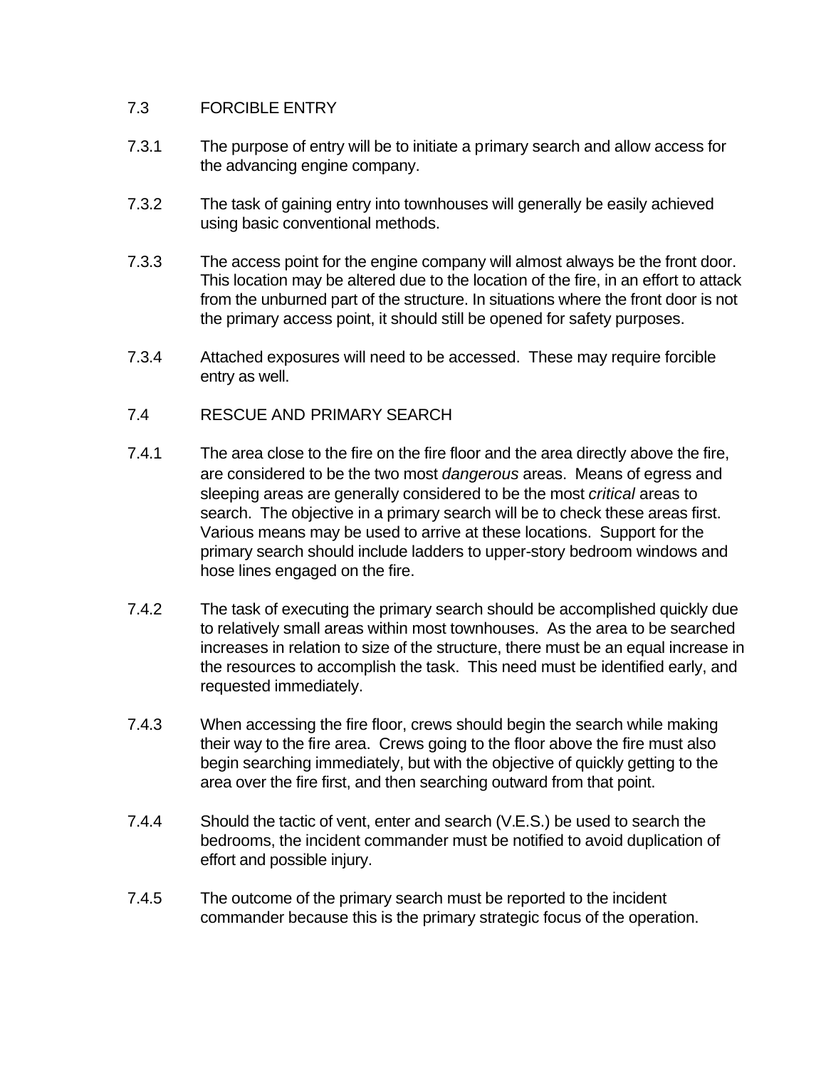## 7.3 FORCIBLE ENTRY

7.3.1 The purpose of entry will be to initiate a primary search and allow access for the advancing engine company.

7.3.2 The task of gaining entry into townhouses will generally be easily achieved using basic conventional methods.

7.3.3 The access point for the engine company will almost always be the front door. This location may be altered due to the location of the fire, in an effort to attack from the unburned part of the structure. In situations where the front door is not the primary access point, it should still be opened for safety purposes.

7.3.4 Attached exposures will need to be accessed. These may require forcible entry as well.

## 7.4 RESCUE AND PRIMARY SEARCH

7.4.1 The area close to the fire on the fire floor and the area directly above the fire, are considered to be the two most *dangerous* areas. Means of egress and sleeping areas are generally considered to be the most *critical* areas to search. The objective in a primary search will be to check these areas first. Various means may be used to arrive at these locations. Support for the primary search should include ladders to upper-story bedroom windows and hose lines engaged on the fire.

7.4.2 The task of executing the primary search should be accomplished quickly due to relatively small areas within most townhouses. As the area to be searched increases in relation to size of the structure, there must be an equal increase in the resources to accomplish the task. This need must be identified early, and requested immediately.

7.4.3 When accessing the fire floor, crews should begin the search while making their way to the fire area. Crews going to the floor above the fire must also begin searching immediately, but with the objective of quickly getting to the area over the fire first, and then searching outward from that point.

7.4.4 Should the tactic of vent, enter and search (V.E.S.) be used to search the bedrooms, the incident commander must be notified to avoid duplication of effort and possible injury.

7.4.5 The outcome of the primary search must be reported to the incident commander because this is the primary strategic focus of the operation.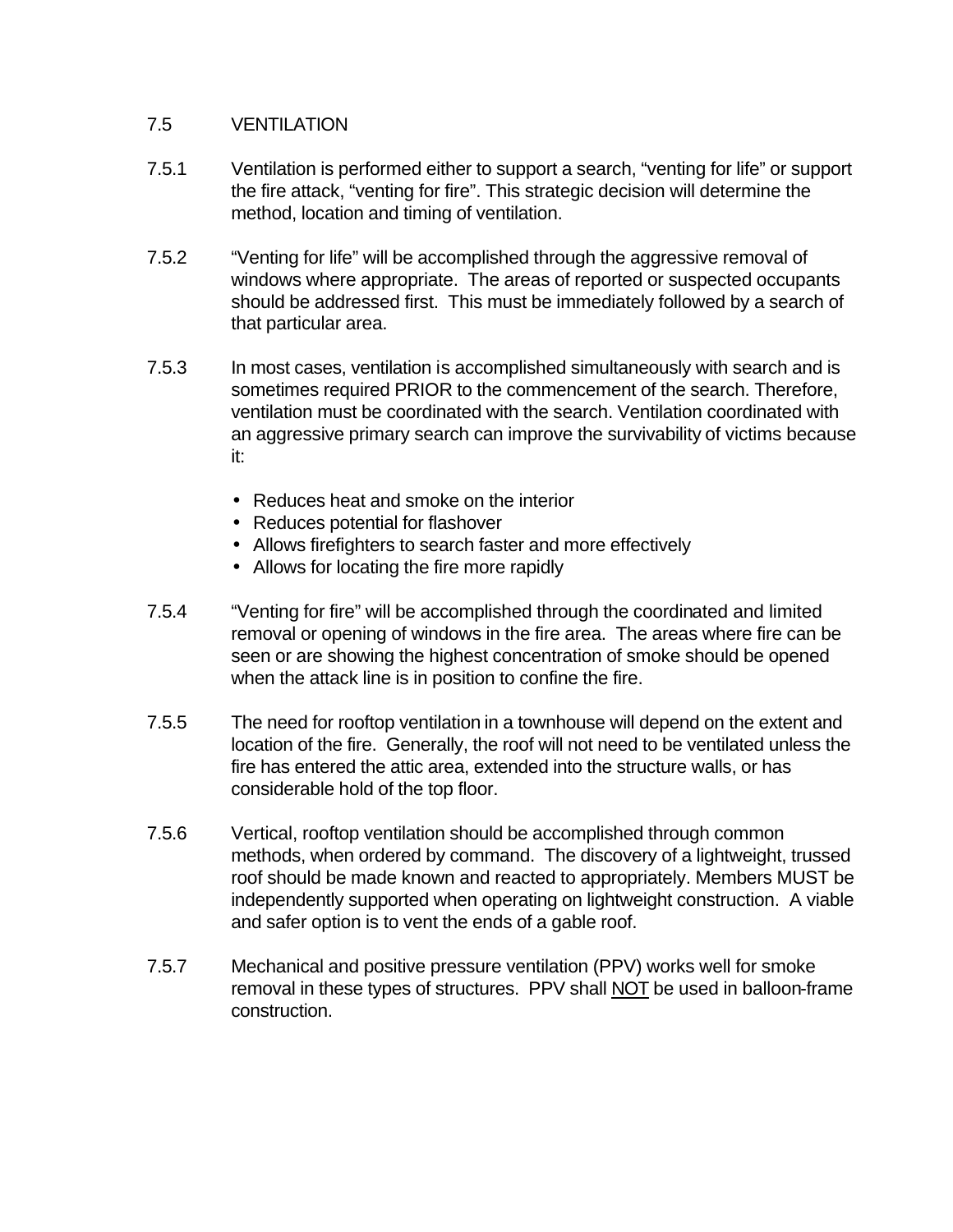## 7.5 VENTILATION

7.5.1 Ventilation is performed either to support a search, "venting for life" or support the fire attack, "venting for fire". This strategic decision will determine the method, location and timing of ventilation.

7.5.2 "Venting for life" will be accomplished through the aggressive removal of windows where appropriate. The areas of reported or suspected occupants should be addressed first. This must be immediately followed by a search of that particular area.

7.5.3 In most cases, ventilation is accomplished simultaneously with search and is sometimes required PRIOR to the commencement of the search. Therefore, ventilation must be coordinated with the search. Ventilation coordinated with an aggressive primary search can improve the survivability of victims because it:

- Reduces heat and smoke on the interior
- Reduces potential for flashover
- Allows firefighters to search faster and more effectively
- Allows for locating the fire more rapidly

7.5.4 "Venting for fire" will be accomplished through the coordinated and limited removal or opening of windows in the fire area. The areas where fire can be seen or are showing the highest concentration of smoke should be opened when the attack line is in position to confine the fire.

7.5.5 The need for rooftop ventilation in a townhouse will depend on the extent and location of the fire. Generally, the roof will not need to be ventilated unless the fire has entered the attic area, extended into the structure walls, or has considerable hold of the top floor.

7.5.6 Vertical, rooftop ventilation should be accomplished through common methods, when ordered by command. The discovery of a lightweight, trussed roof should be made known and reacted to appropriately. Members MUST be independently supported when operating on lightweight construction. A viable and safer option is to vent the ends of a gable roof.

7.5.7 Mechanical and positive pressure ventilation (PPV) works well for smoke removal in these types of structures. PPV shall <u>NOT</u> be used in balloon-frame construction.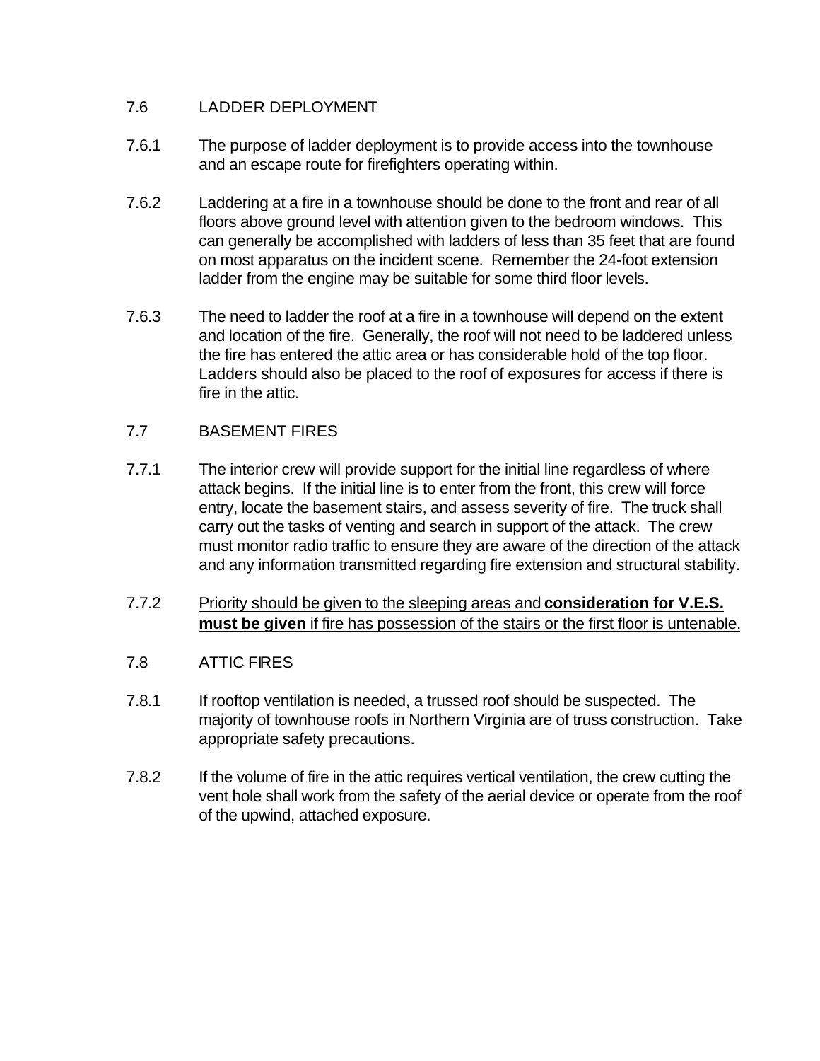## 7.6 LADDER DEPLOYMENT

7.6.1 The purpose of ladder deployment is to provide access into the townhouse and an escape route for firefighters operating within.

7.6.2 Laddering at a fire in a townhouse should be done to the front and rear of all floors above ground level with attention given to the bedroom windows. This can generally be accomplished with ladders of less than 35 feet that are found on most apparatus on the incident scene. Remember the 24-foot extension ladder from the engine may be suitable for some third floor levels.

7.6.3 The need to ladder the roof at a fire in a townhouse will depend on the extent and location of the fire. Generally, the roof will not need to be laddered unless the fire has entered the attic area or has considerable hold of the top floor. Ladders should also be placed to the roof of exposures for access if there is fire in the attic.

## 7.7 BASEMENT FIRES

7.7.1 The interior crew will provide support for the initial line regardless of where attack begins. If the initial line is to enter from the front, this crew will force entry, locate the basement stairs, and assess severity of fire. The truck shall carry out the tasks of venting and search in support of the attack. The crew must monitor radio traffic to ensure they are aware of the direction of the attack and any information transmitted regarding fire extension and structural stability.

7.7.2 <u>Priority should be given to the sleeping areas and **consideration for V.E.S. must be given** if fire has possession of the stairs or the first floor is untenable.</u>

## 7.8 ATTIC FIRES

7.8.1 If rooftop ventilation is needed, a trussed roof should be suspected. The majority of townhouse roofs in Northern Virginia are of truss construction. Take appropriate safety precautions.

7.8.2 If the volume of fire in the attic requires vertical ventilation, the crew cutting the vent hole shall work from the safety of the aerial device or operate from the roof of the upwind, attached exposure.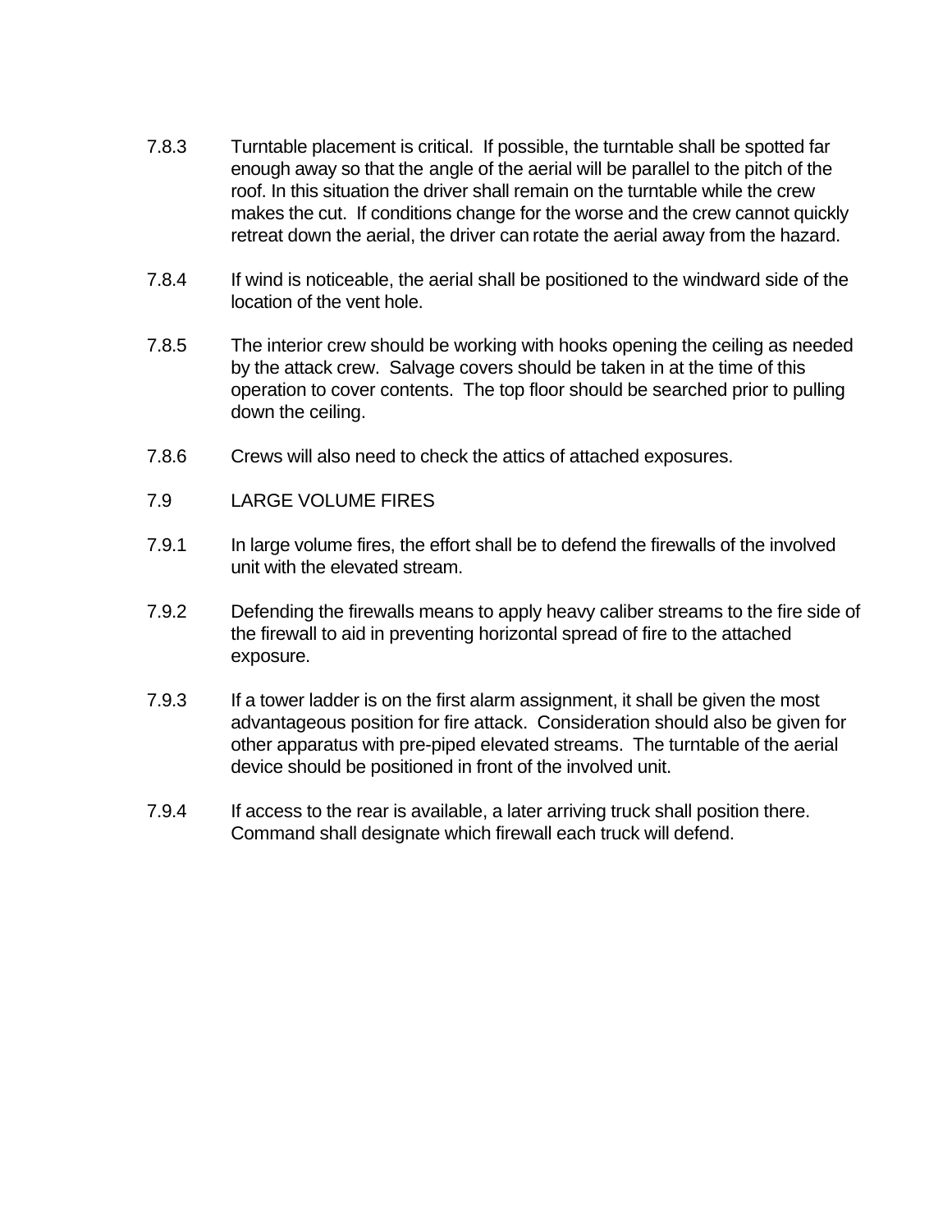7.8.3 Turntable placement is critical. If possible, the turntable shall be spotted far enough away so that the angle of the aerial will be parallel to the pitch of the roof. In this situation the driver shall remain on the turntable while the crew makes the cut. If conditions change for the worse and the crew cannot quickly retreat down the aerial, the driver can rotate the aerial away from the hazard.

7.8.4 If wind is noticeable, the aerial shall be positioned to the windward side of the location of the vent hole.

7.8.5 The interior crew should be working with hooks opening the ceiling as needed by the attack crew. Salvage covers should be taken in at the time of this operation to cover contents. The top floor should be searched prior to pulling down the ceiling.

7.8.6 Crews will also need to check the attics of attached exposures.

7.9 LARGE VOLUME FIRES

7.9.1 In large volume fires, the effort shall be to defend the firewalls of the involved unit with the elevated stream.

7.9.2 Defending the firewalls means to apply heavy caliber streams to the fire side of the firewall to aid in preventing horizontal spread of fire to the attached exposure.

7.9.3 If a tower ladder is on the first alarm assignment, it shall be given the most advantageous position for fire attack. Consideration should also be given for other apparatus with pre-piped elevated streams. The turntable of the aerial device should be positioned in front of the involved unit.

7.9.4 If access to the rear is available, a later arriving truck shall position there. Command shall designate which firewall each truck will defend.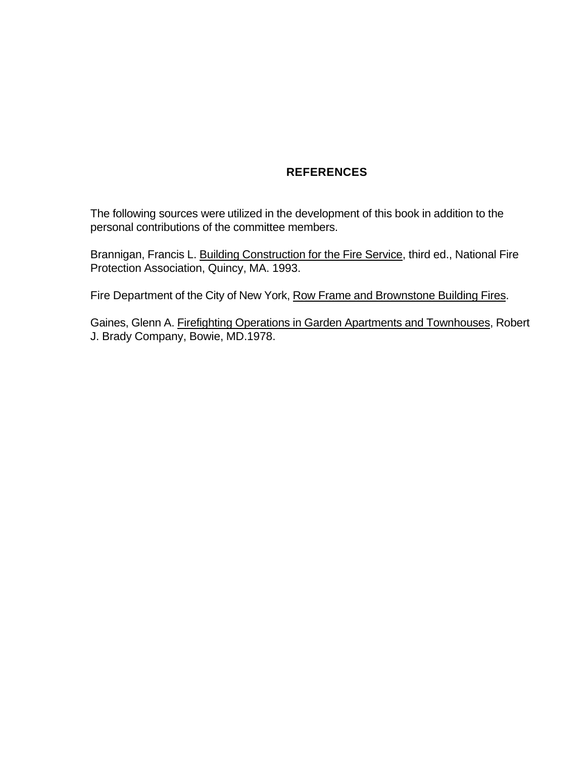## REFERENCES

The following sources were utilized in the development of this book in addition to the personal contributions of the committee members.

Brannigan, Francis L. Building Construction for the Fire Service, third ed., National Fire Protection Association, Quincy, MA. 1993.

Fire Department of the City of New York, Row Frame and Brownstone Building Fires.

Gaines, Glenn A. Firefighting Operations in Garden Apartments and Townhouses, Robert J. Brady Company, Bowie, MD.1978.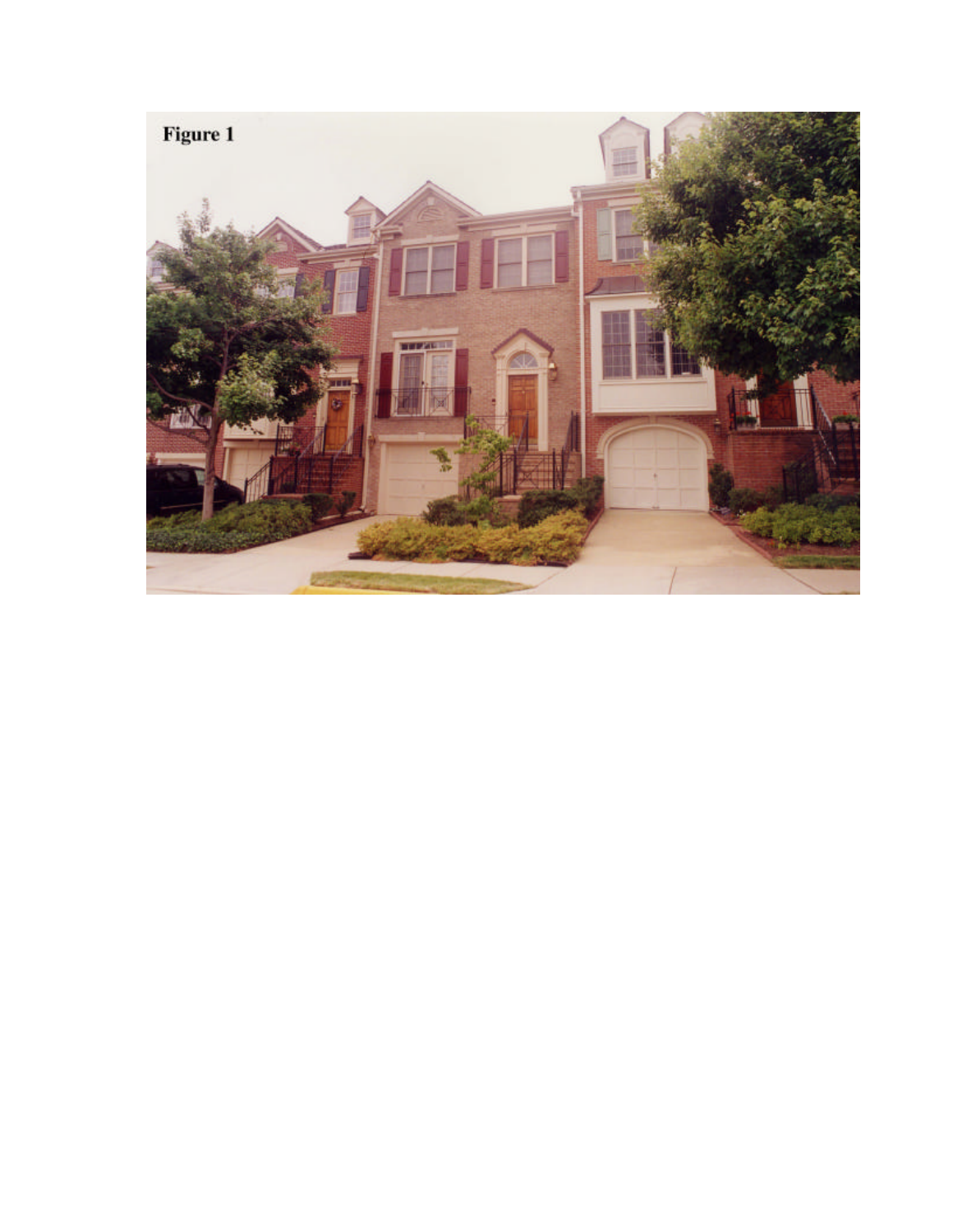Figure 1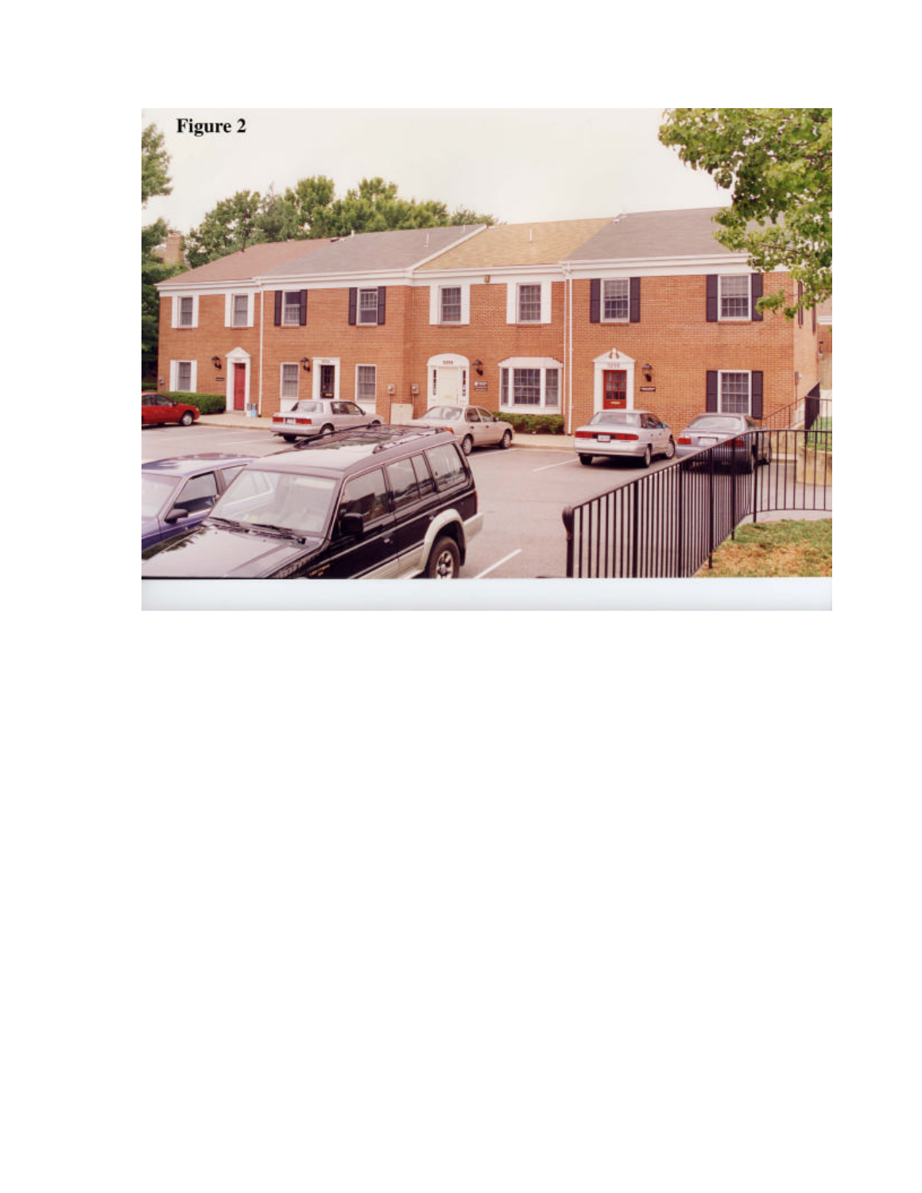Figure 2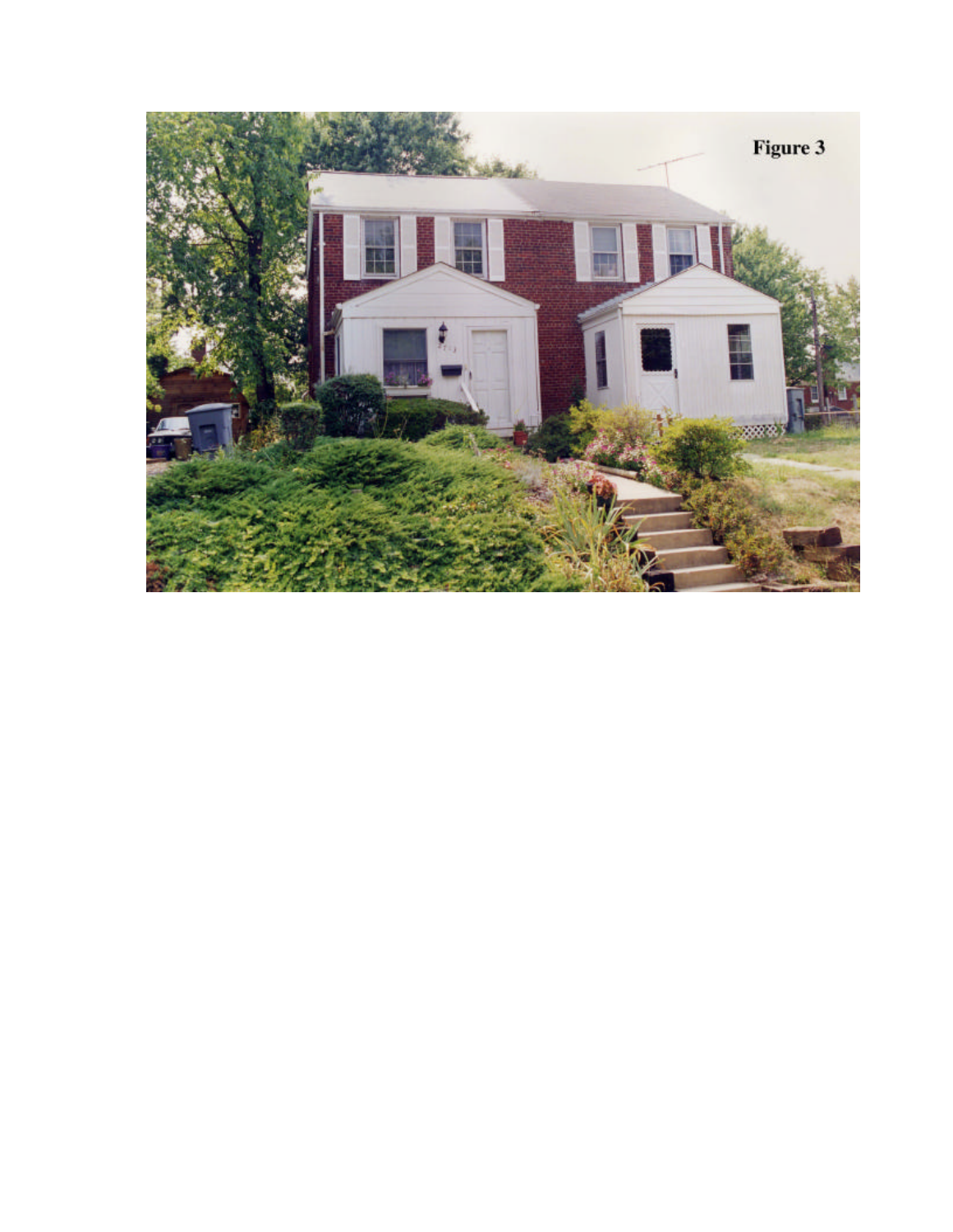Figure 3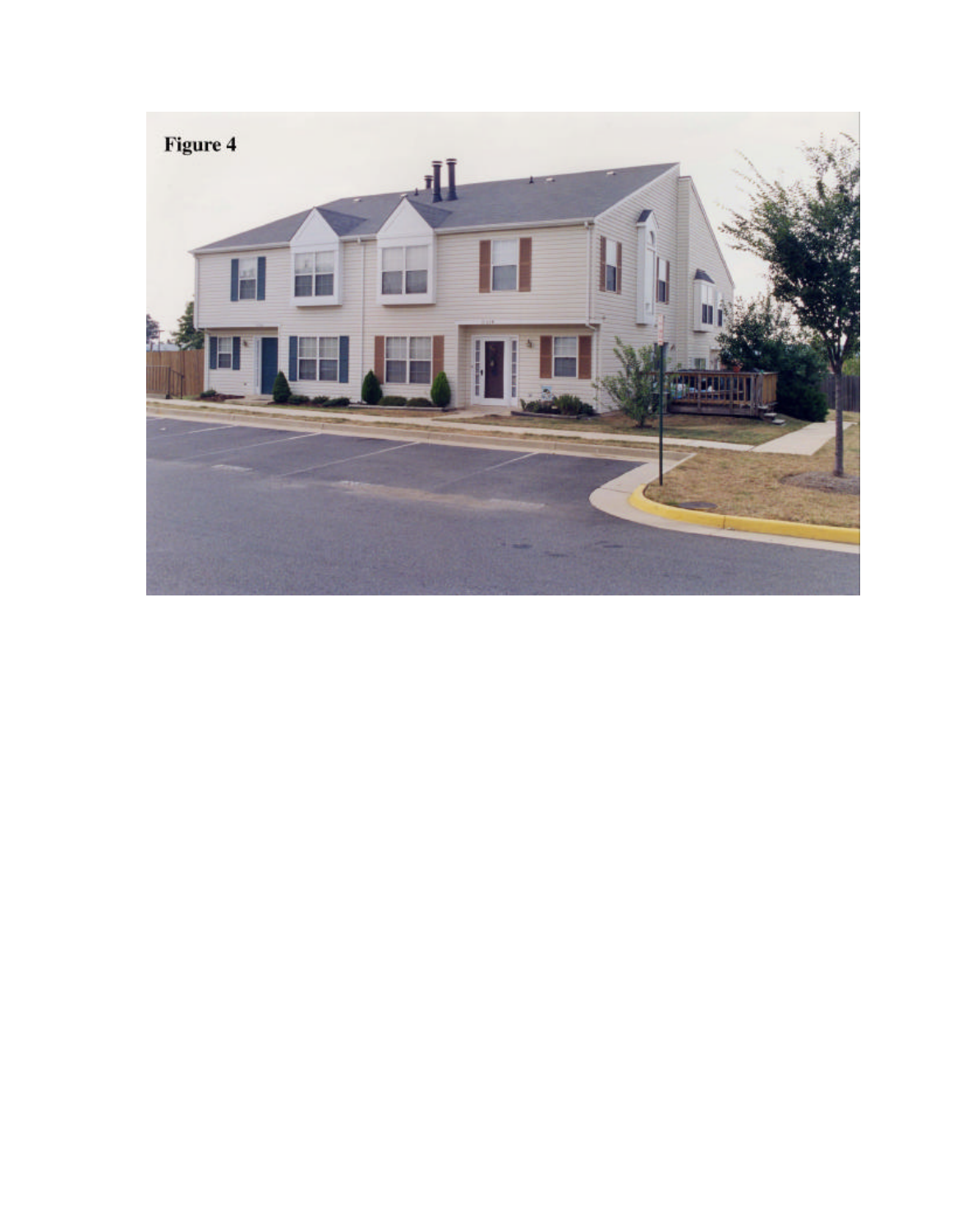Figure 4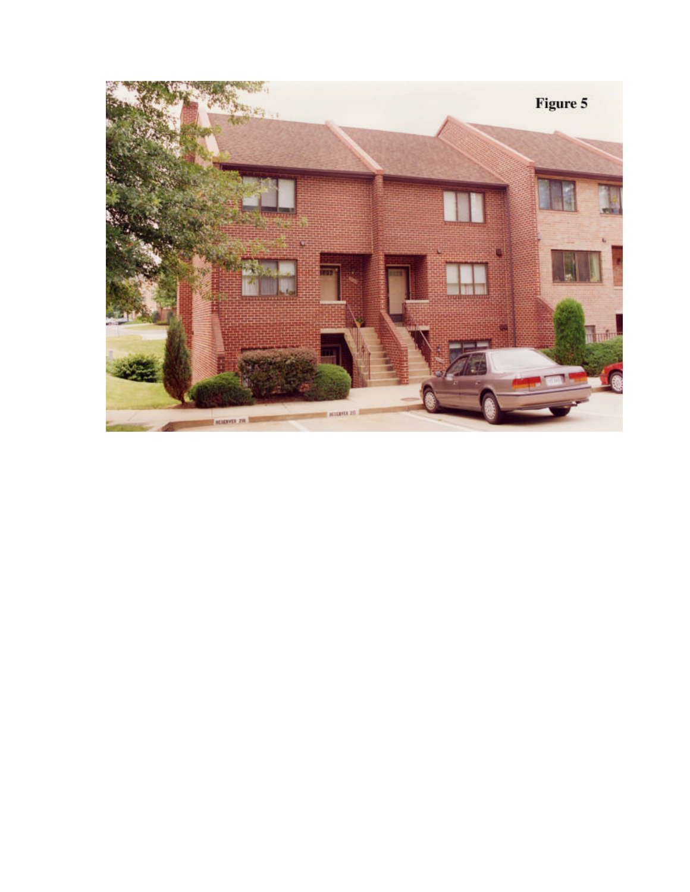Figure 5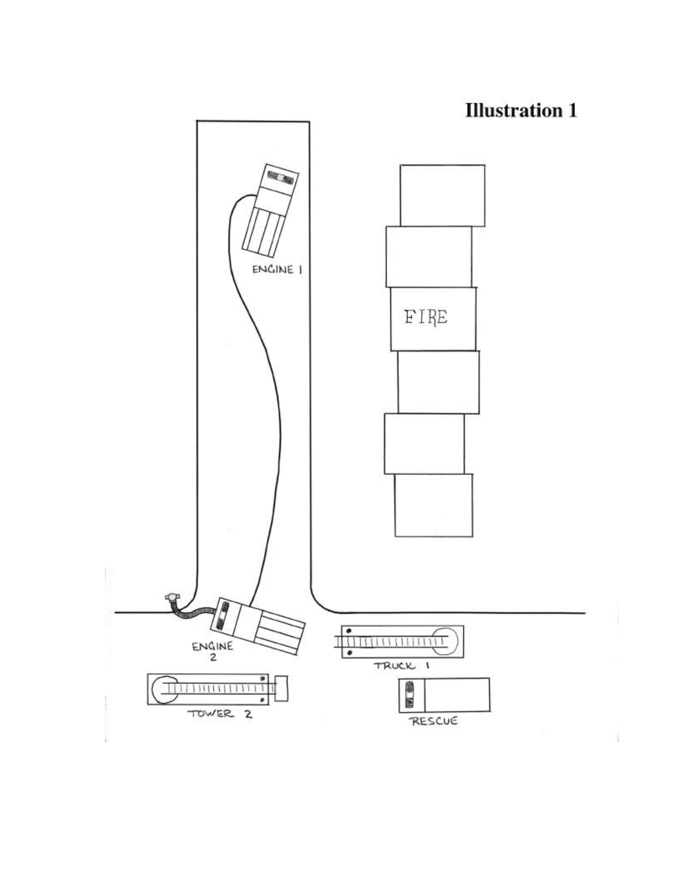# Illustration 1

ENGINE 1

FIRE

ENGINE 2

TRUCK 1

TOWER 2

RESCUE